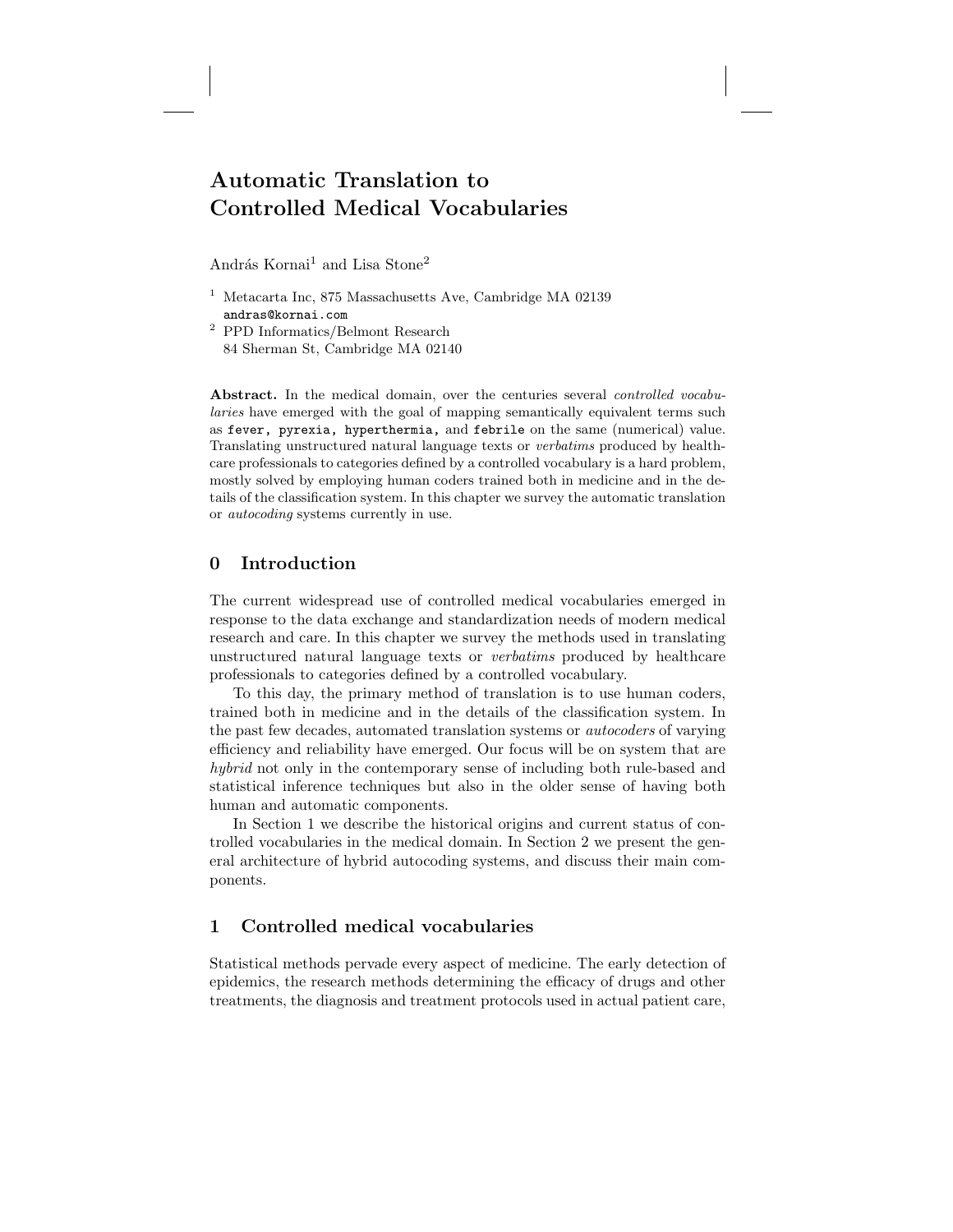# Automatic Translation to Controlled Medical Vocabularies

András Kornai[1] and Lisa Stone[2]

[1] Metacarta Inc, 875 Massachusetts Ave, Cambridge MA 02139
andras@kornai.com

[2] PPD Informatics/Belmont Research
84 Sherman St, Cambridge MA 02140

**Abstract.** In the medical domain, over the centuries several *controlled vocabularies* have emerged with the goal of mapping semantically equivalent terms such as `fever, pyrexia, hyperthermia,` and `febrile` on the same (numerical) value. Translating unstructured natural language texts or *verbatims* produced by healthcare professionals to categories defined by a controlled vocabulary is a hard problem, mostly solved by employing human coders trained both in medicine and in the details of the classification system. In this chapter we survey the automatic translation or *autocoding* systems currently in use.

## 0 Introduction

The current widespread use of controlled medical vocabularies emerged in response to the data exchange and standardization needs of modern medical research and care. In this chapter we survey the methods used in translating unstructured natural language texts or *verbatims* produced by healthcare professionals to categories defined by a controlled vocabulary.

To this day, the primary method of translation is to use human coders, trained both in medicine and in the details of the classification system. In the past few decades, automated translation systems or *autocoders* of varying efficiency and reliability have emerged. Our focus will be on system that are *hybrid* not only in the contemporary sense of including both rule-based and statistical inference techniques but also in the older sense of having both human and automatic components.

In Section 1 we describe the historical origins and current status of controlled vocabularies in the medical domain. In Section 2 we present the general architecture of hybrid autocoding systems, and discuss their main components.

## 1 Controlled medical vocabularies

Statistical methods pervade every aspect of medicine. The early detection of epidemics, the research methods determining the efficacy of drugs and other treatments, the diagnosis and treatment protocols used in actual patient care,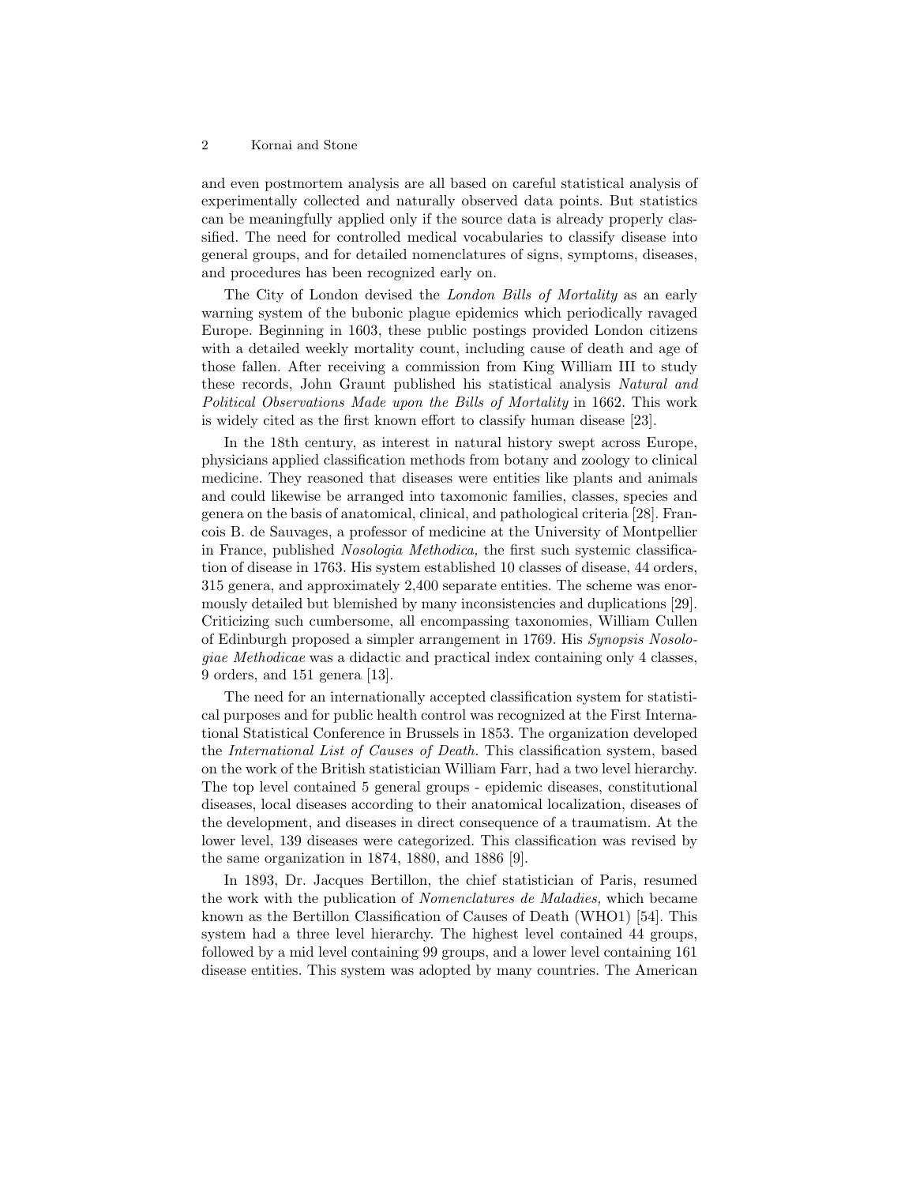and even postmortem analysis are all based on careful statistical analysis of experimentally collected and naturally observed data points. But statistics can be meaningfully applied only if the source data is already properly classified. The need for controlled medical vocabularies to classify disease into general groups, and for detailed nomenclatures of signs, symptoms, diseases, and procedures has been recognized early on.

The City of London devised the *London Bills of Mortality* as an early warning system of the bubonic plague epidemics which periodically ravaged Europe. Beginning in 1603, these public postings provided London citizens with a detailed weekly mortality count, including cause of death and age of those fallen. After receiving a commission from King William III to study these records, John Graunt published his statistical analysis *Natural and Political Observations Made upon the Bills of Mortality* in 1662. This work is widely cited as the first known effort to classify human disease [23].

In the 18th century, as interest in natural history swept across Europe, physicians applied classification methods from botany and zoology to clinical medicine. They reasoned that diseases were entities like plants and animals and could likewise be arranged into taxomonic families, classes, species and genera on the basis of anatomical, clinical, and pathological criteria [28]. Francois B. de Sauvages, a professor of medicine at the University of Montpellier in France, published *Nosologia Methodica,* the first such systemic classification of disease in 1763. His system established 10 classes of disease, 44 orders, 315 genera, and approximately 2,400 separate entities. The scheme was enormously detailed but blemished by many inconsistencies and duplications [29]. Criticizing such cumbersome, all encompassing taxonomies, William Cullen of Edinburgh proposed a simpler arrangement in 1769. His *Synopsis Nosologiae Methodicae* was a didactic and practical index containing only 4 classes, 9 orders, and 151 genera [13].

The need for an internationally accepted classification system for statistical purposes and for public health control was recognized at the First International Statistical Conference in Brussels in 1853. The organization developed the *International List of Causes of Death.* This classification system, based on the work of the British statistician William Farr, had a two level hierarchy. The top level contained 5 general groups - epidemic diseases, constitutional diseases, local diseases according to their anatomical localization, diseases of the development, and diseases in direct consequence of a traumatism. At the lower level, 139 diseases were categorized. This classification was revised by the same organization in 1874, 1880, and 1886 [9].

In 1893, Dr. Jacques Bertillon, the chief statistician of Paris, resumed the work with the publication of *Nomenclatures de Maladies,* which became known as the Bertillon Classification of Causes of Death (WHO1) [54]. This system had a three level hierarchy. The highest level contained 44 groups, followed by a mid level containing 99 groups, and a lower level containing 161 disease entities. This system was adopted by many countries. The American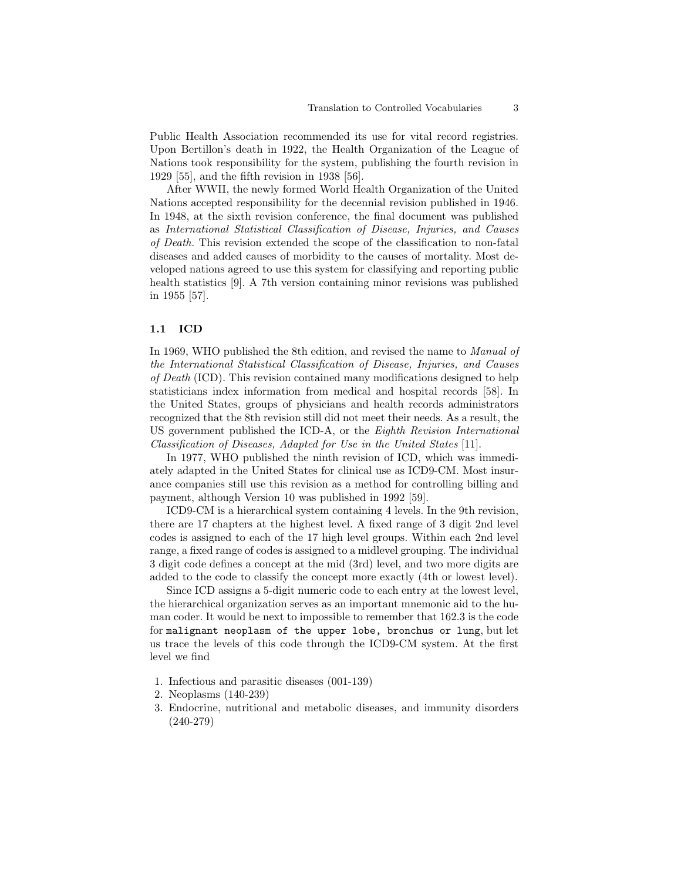Public Health Association recommended its use for vital record registries. Upon Bertillon's death in 1922, the Health Organization of the League of Nations took responsibility for the system, publishing the fourth revision in 1929 [55], and the fifth revision in 1938 [56].

After WWII, the newly formed World Health Organization of the United Nations accepted responsibility for the decennial revision published in 1946. In 1948, at the sixth revision conference, the final document was published as *International Statistical Classification of Disease, Injuries, and Causes of Death.* This revision extended the scope of the classification to non-fatal diseases and added causes of morbidity to the causes of mortality. Most developed nations agreed to use this system for classifying and reporting public health statistics [9]. A 7th version containing minor revisions was published in 1955 [57].

### 1.1 ICD

In 1969, WHO published the 8th edition, and revised the name to *Manual of the International Statistical Classification of Disease, Injuries, and Causes of Death* (ICD). This revision contained many modifications designed to help statisticians index information from medical and hospital records [58]. In the United States, groups of physicians and health records administrators recognized that the 8th revision still did not meet their needs. As a result, the US government published the ICD-A, or the *Eighth Revision International Classification of Diseases, Adapted for Use in the United States* [11].

In 1977, WHO published the ninth revision of ICD, which was immediately adapted in the United States for clinical use as ICD9-CM. Most insurance companies still use this revision as a method for controlling billing and payment, although Version 10 was published in 1992 [59].

ICD9-CM is a hierarchical system containing 4 levels. In the 9th revision, there are 17 chapters at the highest level. A fixed range of 3 digit 2nd level codes is assigned to each of the 17 high level groups. Within each 2nd level range, a fixed range of codes is assigned to a midlevel grouping. The individual 3 digit code defines a concept at the mid (3rd) level, and two more digits are added to the code to classify the concept more exactly (4th or lowest level).

Since ICD assigns a 5-digit numeric code to each entry at the lowest level, the hierarchical organization serves as an important mnemonic aid to the human coder. It would be next to impossible to remember that 162.3 is the code for `malignant neoplasm of the upper lobe, bronchus or lung`, but let us trace the levels of this code through the ICD9-CM system. At the first level we find

1. Infectious and parasitic diseases (001-139)
2. Neoplasms (140-239)
3. Endocrine, nutritional and metabolic diseases, and immunity disorders (240-279)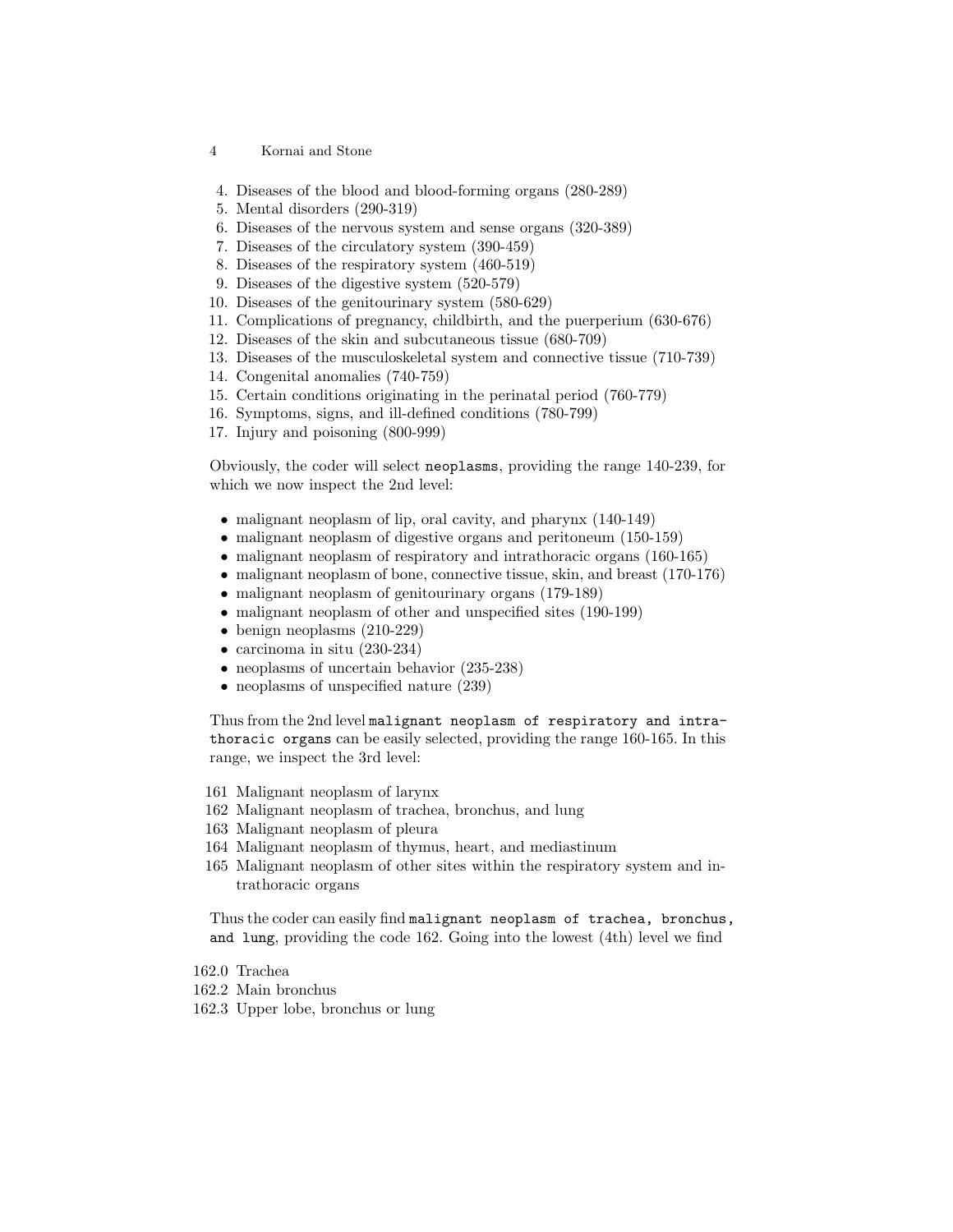4. Diseases of the blood and blood-forming organs (280-289)
5. Mental disorders (290-319)
6. Diseases of the nervous system and sense organs (320-389)
7. Diseases of the circulatory system (390-459)
8. Diseases of the respiratory system (460-519)
9. Diseases of the digestive system (520-579)
10. Diseases of the genitourinary system (580-629)
11. Complications of pregnancy, childbirth, and the puerperium (630-676)
12. Diseases of the skin and subcutaneous tissue (680-709)
13. Diseases of the musculoskeletal system and connective tissue (710-739)
14. Congenital anomalies (740-759)
15. Certain conditions originating in the perinatal period (760-779)
16. Symptoms, signs, and ill-defined conditions (780-799)
17. Injury and poisoning (800-999)

Obviously, the coder will select `neoplasms`, providing the range 140-239, for which we now inspect the 2nd level:

- malignant neoplasm of lip, oral cavity, and pharynx (140-149)
- malignant neoplasm of digestive organs and peritoneum (150-159)
- malignant neoplasm of respiratory and intrathoracic organs (160-165)
- malignant neoplasm of bone, connective tissue, skin, and breast (170-176)
- malignant neoplasm of genitourinary organs (179-189)
- malignant neoplasm of other and unspecified sites (190-199)
- benign neoplasms (210-229)
- carcinoma in situ (230-234)
- neoplasms of uncertain behavior (235-238)
- neoplasms of unspecified nature (239)

Thus from the 2nd level `malignant neoplasm of respiratory and intrathoracic organs` can be easily selected, providing the range 160-165. In this range, we inspect the 3rd level:

161 Malignant neoplasm of larynx
162 Malignant neoplasm of trachea, bronchus, and lung
163 Malignant neoplasm of pleura
164 Malignant neoplasm of thymus, heart, and mediastinum
165 Malignant neoplasm of other sites within the respiratory system and intrathoracic organs

Thus the coder can easily find `malignant neoplasm of trachea, bronchus, and lung`, providing the code 162. Going into the lowest (4th) level we find

162.0 Trachea
162.2 Main bronchus
162.3 Upper lobe, bronchus or lung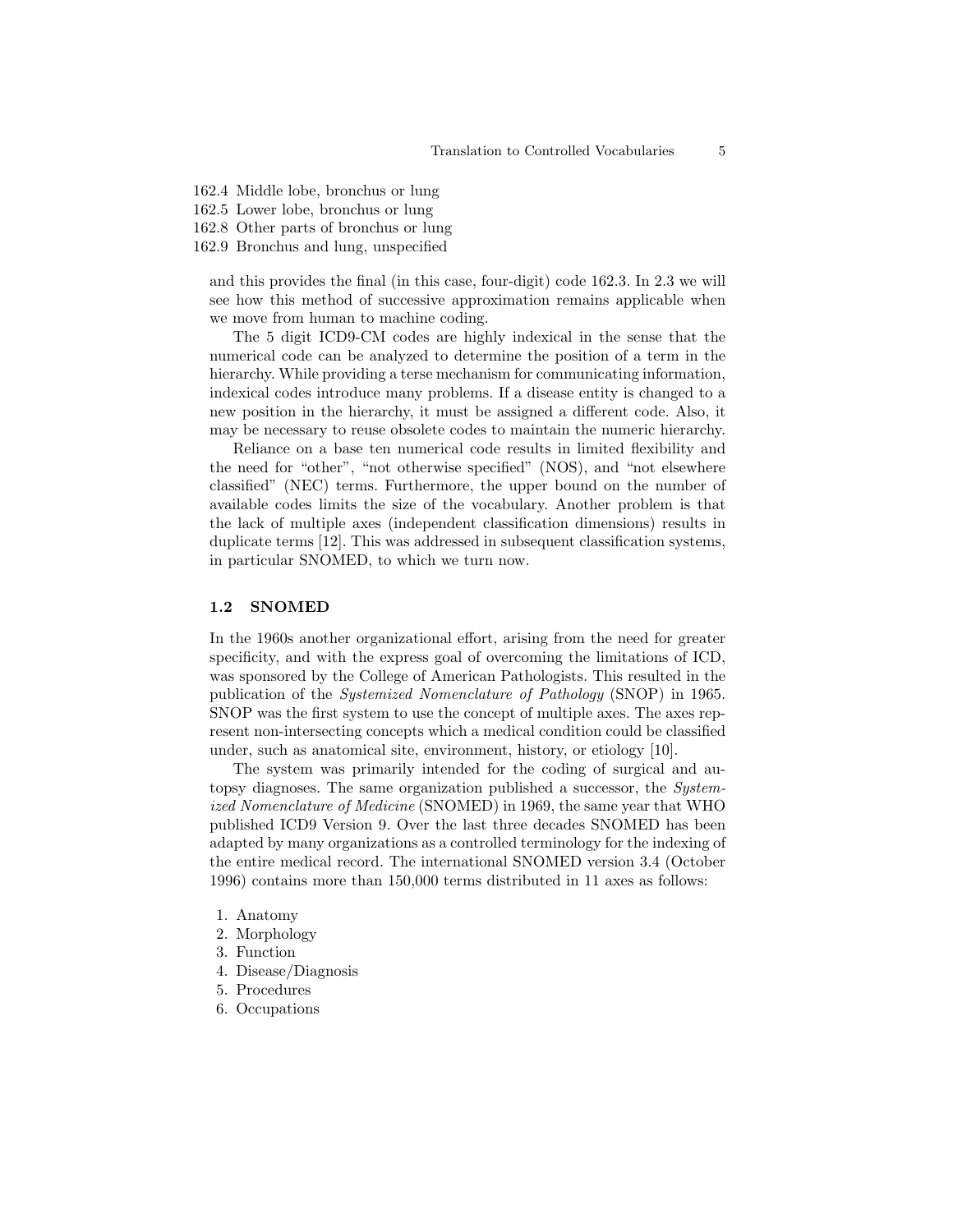162.4 Middle lobe, bronchus or lung
162.5 Lower lobe, bronchus or lung
162.8 Other parts of bronchus or lung
162.9 Bronchus and lung, unspecified

and this provides the final (in this case, four-digit) code 162.3. In 2.3 we will see how this method of successive approximation remains applicable when we move from human to machine coding.

The 5 digit ICD9-CM codes are highly indexical in the sense that the numerical code can be analyzed to determine the position of a term in the hierarchy. While providing a terse mechanism for communicating information, indexical codes introduce many problems. If a disease entity is changed to a new position in the hierarchy, it must be assigned a different code. Also, it may be necessary to reuse obsolete codes to maintain the numeric hierarchy.

Reliance on a base ten numerical code results in limited flexibility and the need for "other", "not otherwise specified" (NOS), and "not elsewhere classified" (NEC) terms. Furthermore, the upper bound on the number of available codes limits the size of the vocabulary. Another problem is that the lack of multiple axes (independent classification dimensions) results in duplicate terms [12]. This was addressed in subsequent classification systems, in particular SNOMED, to which we turn now.

### 1.2 SNOMED

In the 1960s another organizational effort, arising from the need for greater specificity, and with the express goal of overcoming the limitations of ICD, was sponsored by the College of American Pathologists. This resulted in the publication of the *Systemized Nomenclature of Pathology* (SNOP) in 1965. SNOP was the first system to use the concept of multiple axes. The axes represent non-intersecting concepts which a medical condition could be classified under, such as anatomical site, environment, history, or etiology [10].

The system was primarily intended for the coding of surgical and autopsy diagnoses. The same organization published a successor, the *Systemized Nomenclature of Medicine* (SNOMED) in 1969, the same year that WHO published ICD9 Version 9. Over the last three decades SNOMED has been adapted by many organizations as a controlled terminology for the indexing of the entire medical record. The international SNOMED version 3.4 (October 1996) contains more than 150,000 terms distributed in 11 axes as follows:

1. Anatomy
2. Morphology
3. Function
4. Disease/Diagnosis
5. Procedures
6. Occupations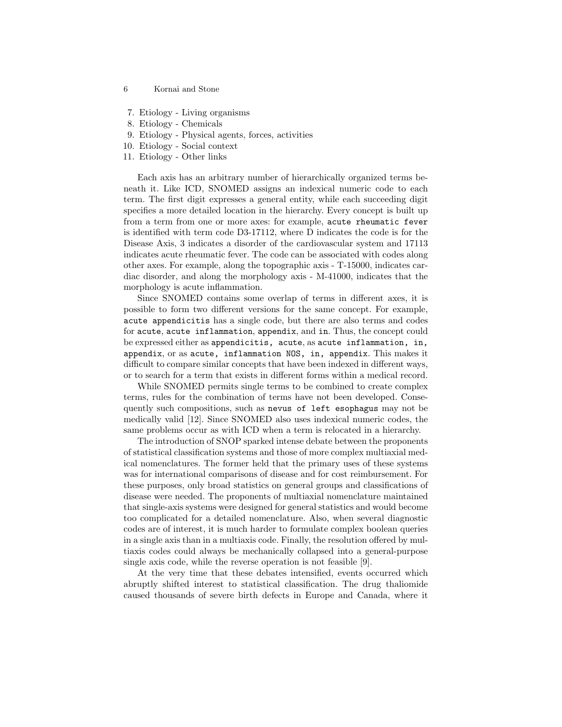7. Etiology - Living organisms
8. Etiology - Chemicals
9. Etiology - Physical agents, forces, activities
10. Etiology - Social context
11. Etiology - Other links

Each axis has an arbitrary number of hierarchically organized terms beneath it. Like ICD, SNOMED assigns an indexical numeric code to each term. The first digit expresses a general entity, while each succeeding digit specifies a more detailed location in the hierarchy. Every concept is built up from a term from one or more axes: for example, `acute rheumatic fever` is identified with term code D3-17112, where D indicates the code is for the Disease Axis, 3 indicates a disorder of the cardiovascular system and 17113 indicates acute rheumatic fever. The code can be associated with codes along other axes. For example, along the topographic axis - T-15000, indicates cardiac disorder, and along the morphology axis - M-41000, indicates that the morphology is acute inflammation.

Since SNOMED contains some overlap of terms in different axes, it is possible to form two different versions for the same concept. For example, `acute appendicitis` has a single code, but there are also terms and codes for `acute`, `acute inflammation`, `appendix`, and `in`. Thus, the concept could be expressed either as `appendicitis, acute`, as `acute inflammation, in, appendix`, or as `acute, inflammation NOS, in, appendix`. This makes it difficult to compare similar concepts that have been indexed in different ways, or to search for a term that exists in different forms within a medical record.

While SNOMED permits single terms to be combined to create complex terms, rules for the combination of terms have not been developed. Consequently such compositions, such as `nevus of left esophagus` may not be medically valid [12]. Since SNOMED also uses indexical numeric codes, the same problems occur as with ICD when a term is relocated in a hierarchy.

The introduction of SNOP sparked intense debate between the proponents of statistical classification systems and those of more complex multiaxial medical nomenclatures. The former held that the primary uses of these systems was for international comparisons of disease and for cost reimbursement. For these purposes, only broad statistics on general groups and classifications of disease were needed. The proponents of multiaxial nomenclature maintained that single-axis systems were designed for general statistics and would become too complicated for a detailed nomenclature. Also, when several diagnostic codes are of interest, it is much harder to formulate complex boolean queries in a single axis than in a multiaxis code. Finally, the resolution offered by multiaxis codes could always be mechanically collapsed into a general-purpose single axis code, while the reverse operation is not feasible [9].

At the very time that these debates intensified, events occurred which abruptly shifted interest to statistical classification. The drug thaliomide caused thousands of severe birth defects in Europe and Canada, where it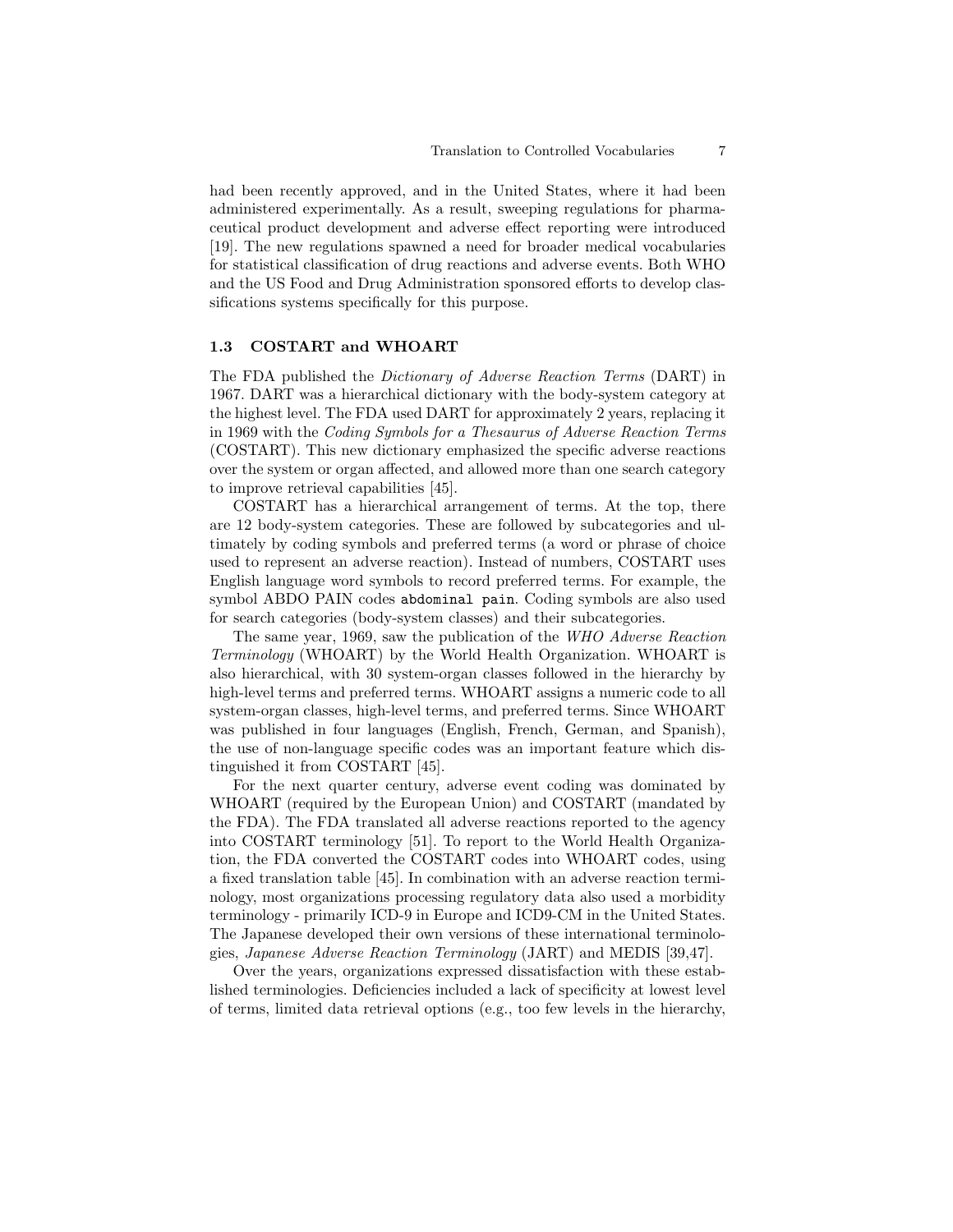had been recently approved, and in the United States, where it had been administered experimentally. As a result, sweeping regulations for pharmaceutical product development and adverse effect reporting were introduced [19]. The new regulations spawned a need for broader medical vocabularies for statistical classification of drug reactions and adverse events. Both WHO and the US Food and Drug Administration sponsored efforts to develop classifications systems specifically for this purpose.

### 1.3 COSTART and WHOART

The FDA published the *Dictionary of Adverse Reaction Terms* (DART) in 1967. DART was a hierarchical dictionary with the body-system category at the highest level. The FDA used DART for approximately 2 years, replacing it in 1969 with the *Coding Symbols for a Thesaurus of Adverse Reaction Terms* (COSTART). This new dictionary emphasized the specific adverse reactions over the system or organ affected, and allowed more than one search category to improve retrieval capabilities [45].

COSTART has a hierarchical arrangement of terms. At the top, there are 12 body-system categories. These are followed by subcategories and ultimately by coding symbols and preferred terms (a word or phrase of choice used to represent an adverse reaction). Instead of numbers, COSTART uses English language word symbols to record preferred terms. For example, the symbol ABDO PAIN codes `abdominal pain`. Coding symbols are also used for search categories (body-system classes) and their subcategories.

The same year, 1969, saw the publication of the *WHO Adverse Reaction Terminology* (WHOART) by the World Health Organization. WHOART is also hierarchical, with 30 system-organ classes followed in the hierarchy by high-level terms and preferred terms. WHOART assigns a numeric code to all system-organ classes, high-level terms, and preferred terms. Since WHOART was published in four languages (English, French, German, and Spanish), the use of non-language specific codes was an important feature which distinguished it from COSTART [45].

For the next quarter century, adverse event coding was dominated by WHOART (required by the European Union) and COSTART (mandated by the FDA). The FDA translated all adverse reactions reported to the agency into COSTART terminology [51]. To report to the World Health Organization, the FDA converted the COSTART codes into WHOART codes, using a fixed translation table [45]. In combination with an adverse reaction terminology, most organizations processing regulatory data also used a morbidity terminology - primarily ICD-9 in Europe and ICD9-CM in the United States. The Japanese developed their own versions of these international terminologies, *Japanese Adverse Reaction Terminology* (JART) and MEDIS [39,47].

Over the years, organizations expressed dissatisfaction with these established terminologies. Deficiencies included a lack of specificity at lowest level of terms, limited data retrieval options (e.g., too few levels in the hierarchy,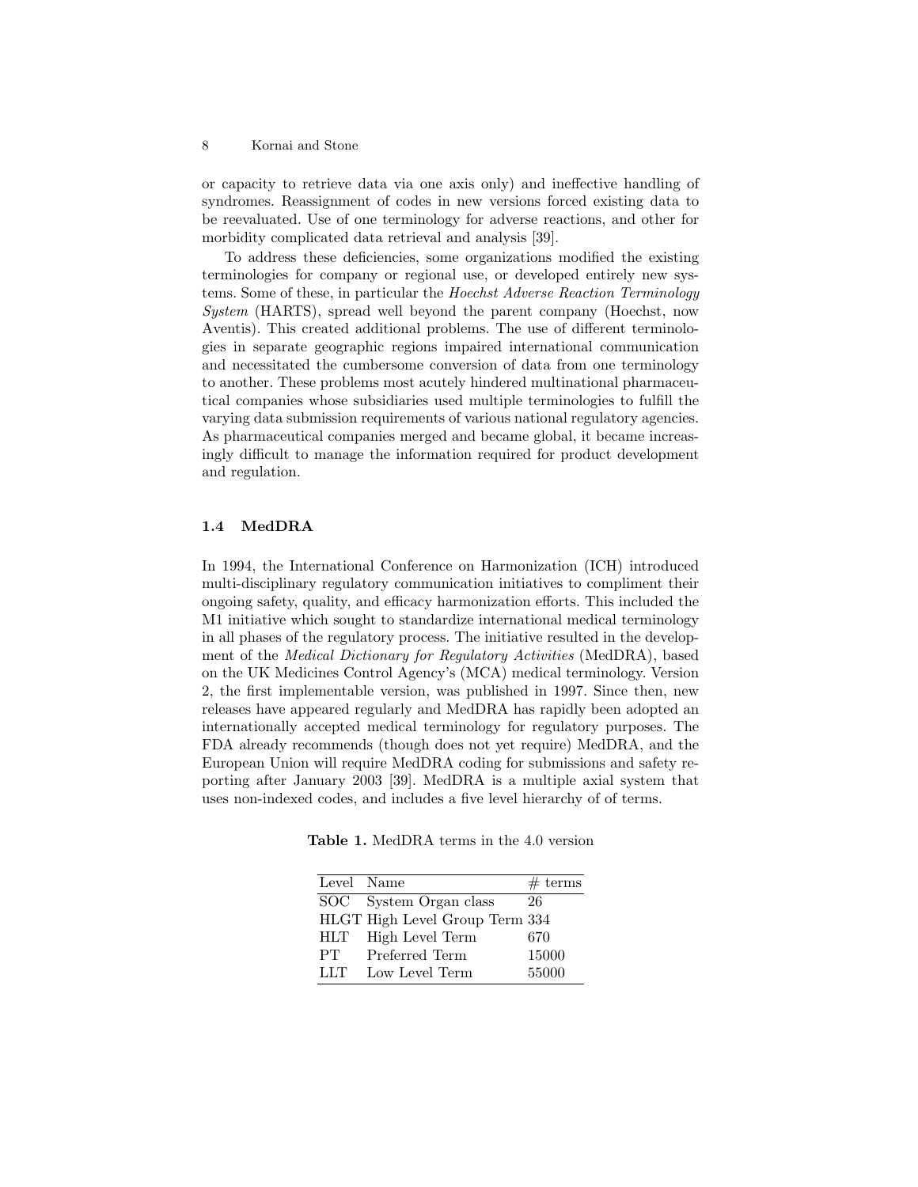or capacity to retrieve data via one axis only) and ineffective handling of syndromes. Reassignment of codes in new versions forced existing data to be reevaluated. Use of one terminology for adverse reactions, and other for morbidity complicated data retrieval and analysis [39].

To address these deficiencies, some organizations modified the existing terminologies for company or regional use, or developed entirely new systems. Some of these, in particular the *Hoechst Adverse Reaction Terminology System* (HARTS), spread well beyond the parent company (Hoechst, now Aventis). This created additional problems. The use of different terminologies in separate geographic regions impaired international communication and necessitated the cumbersome conversion of data from one terminology to another. These problems most acutely hindered multinational pharmaceutical companies whose subsidiaries used multiple terminologies to fulfill the varying data submission requirements of various national regulatory agencies. As pharmaceutical companies merged and became global, it became increasingly difficult to manage the information required for product development and regulation.

### 1.4 MedDRA

In 1994, the International Conference on Harmonization (ICH) introduced multi-disciplinary regulatory communication initiatives to compliment their ongoing safety, quality, and efficacy harmonization efforts. This included the M1 initiative which sought to standardize international medical terminology in all phases of the regulatory process. The initiative resulted in the development of the *Medical Dictionary for Regulatory Activities* (MedDRA), based on the UK Medicines Control Agency's (MCA) medical terminology. Version 2, the first implementable version, was published in 1997. Since then, new releases have appeared regularly and MedDRA has rapidly been adopted an internationally accepted medical terminology for regulatory purposes. The FDA already recommends (though does not yet require) MedDRA, and the European Union will require MedDRA coding for submissions and safety reporting after January 2003 [39]. MedDRA is a multiple axial system that uses non-indexed codes, and includes a five level hierarchy of of terms.

**Table 1.** MedDRA terms in the 4.0 version

| Level | Name | # terms |
|---|---|---|
| SOC | System Organ class | 26 |
| HLGT | High Level Group Term | 334 |
| HLT | High Level Term | 670 |
| PT | Preferred Term | 15000 |
| LLT | Low Level Term | 55000 |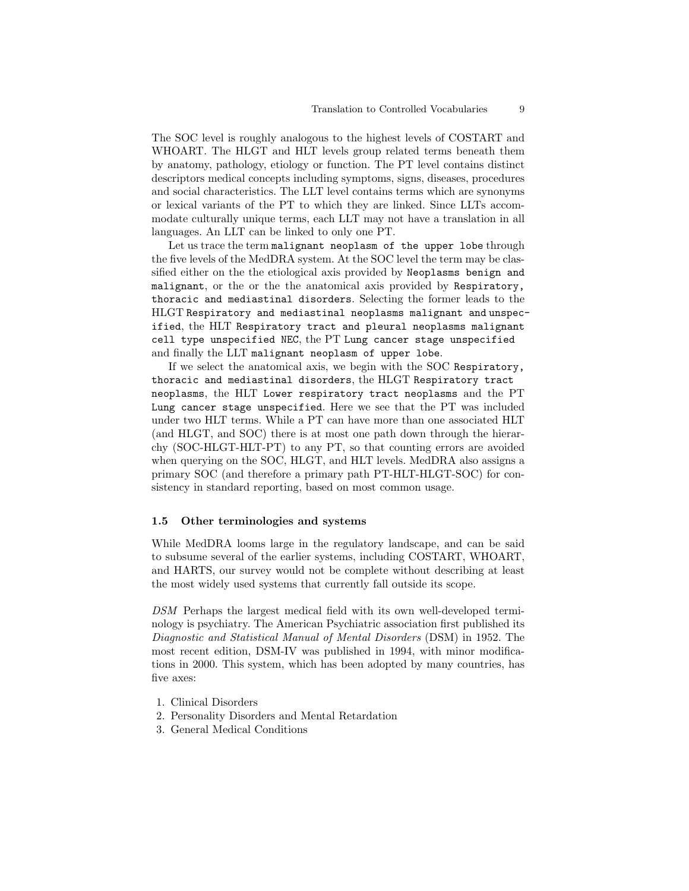The SOC level is roughly analogous to the highest levels of COSTART and WHOART. The HLGT and HLT levels group related terms beneath them by anatomy, pathology, etiology or function. The PT level contains distinct descriptors medical concepts including symptoms, signs, diseases, procedures and social characteristics. The LLT level contains terms which are synonyms or lexical variants of the PT to which they are linked. Since LLTs accommodate culturally unique terms, each LLT may not have a translation in all languages. An LLT can be linked to only one PT.

Let us trace the term `malignant neoplasm of the upper lobe` through the five levels of the MedDRA system. At the SOC level the term may be classified either on the the etiological axis provided by `Neoplasms benign and malignant`, or the or the the anatomical axis provided by `Respiratory, thoracic and mediastinal disorders`. Selecting the former leads to the HLGT `Respiratory and mediastinal neoplasms malignant and unspecified`, the HLT `Respiratory tract and pleural neoplasms malignant cell type unspecified NEC`, the PT `Lung cancer stage unspecified` and finally the LLT `malignant neoplasm of upper lobe`.

If we select the anatomical axis, we begin with the SOC `Respiratory, thoracic and mediastinal disorders`, the HLGT `Respiratory tract neoplasms`, the HLT `Lower respiratory tract neoplasms` and the PT `Lung cancer stage unspecified`. Here we see that the PT was included under two HLT terms. While a PT can have more than one associated HLT (and HLGT, and SOC) there is at most one path down through the hierarchy (SOC-HLGT-HLT-PT) to any PT, so that counting errors are avoided when querying on the SOC, HLGT, and HLT levels. MedDRA also assigns a primary SOC (and therefore a primary path PT-HLT-HLGT-SOC) for consistency in standard reporting, based on most common usage.

### 1.5 Other terminologies and systems

While MedDRA looms large in the regulatory landscape, and can be said to subsume several of the earlier systems, including COSTART, WHOART, and HARTS, our survey would not be complete without describing at least the most widely used systems that currently fall outside its scope.

*DSM* Perhaps the largest medical field with its own well-developed terminology is psychiatry. The American Psychiatric association first published its *Diagnostic and Statistical Manual of Mental Disorders* (DSM) in 1952. The most recent edition, DSM-IV was published in 1994, with minor modifications in 2000. This system, which has been adopted by many countries, has five axes:

1. Clinical Disorders
2. Personality Disorders and Mental Retardation
3. General Medical Conditions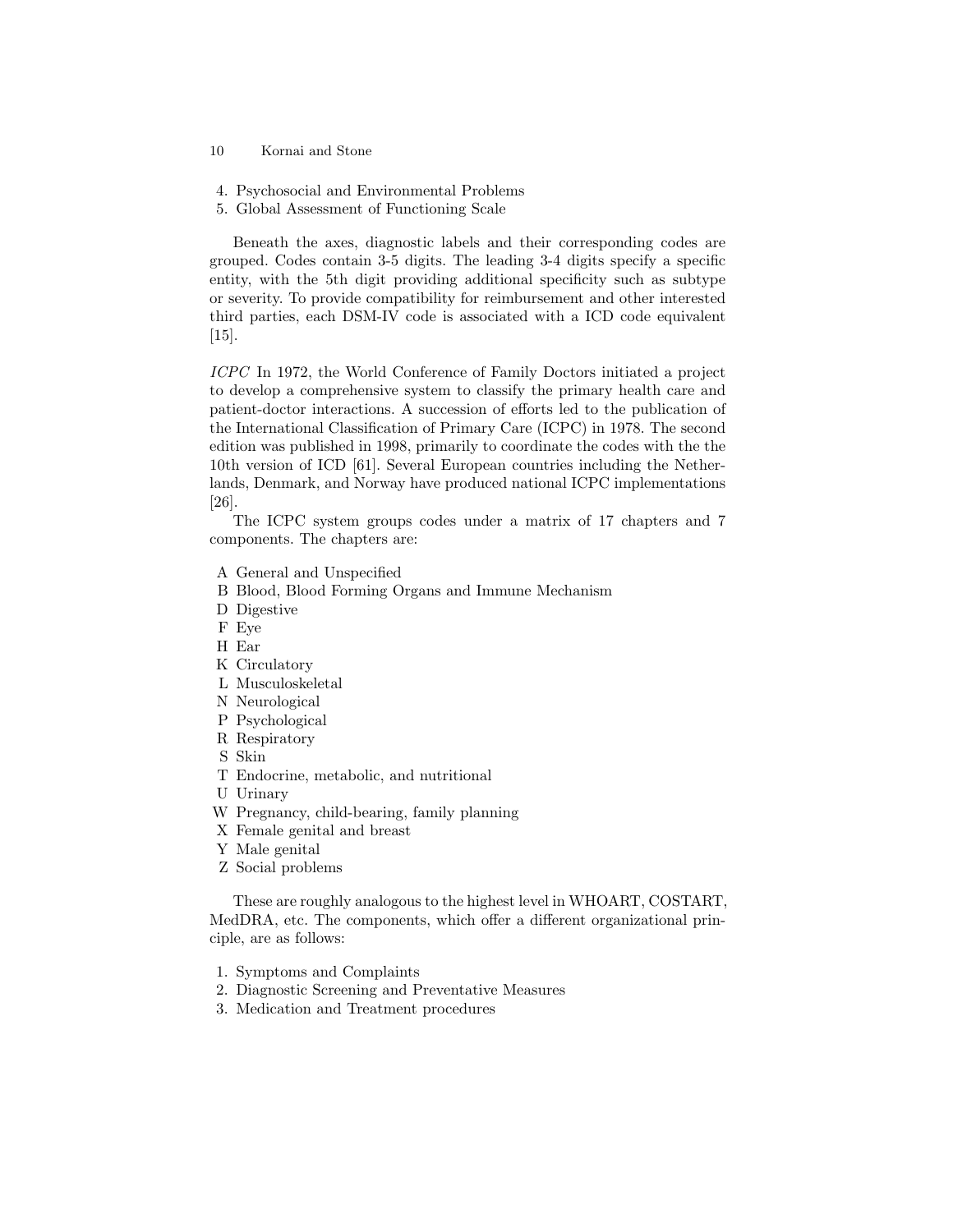4. Psychosocial and Environmental Problems
5. Global Assessment of Functioning Scale

Beneath the axes, diagnostic labels and their corresponding codes are grouped. Codes contain 3-5 digits. The leading 3-4 digits specify a specific entity, with the 5th digit providing additional specificity such as subtype or severity. To provide compatibility for reimbursement and other interested third parties, each DSM-IV code is associated with a ICD code equivalent [15].

*ICPC* In 1972, the World Conference of Family Doctors initiated a project to develop a comprehensive system to classify the primary health care and patient-doctor interactions. A succession of efforts led to the publication of the International Classification of Primary Care (ICPC) in 1978. The second edition was published in 1998, primarily to coordinate the codes with the the 10th version of ICD [61]. Several European countries including the Netherlands, Denmark, and Norway have produced national ICPC implementations [26].

The ICPC system groups codes under a matrix of 17 chapters and 7 components. The chapters are:

- A General and Unspecified
- B Blood, Blood Forming Organs and Immune Mechanism
- D Digestive
- F Eye
- H Ear
- K Circulatory
- L Musculoskeletal
- N Neurological
- P Psychological
- R Respiratory
- S Skin
- T Endocrine, metabolic, and nutritional
- U Urinary
- W Pregnancy, child-bearing, family planning
- X Female genital and breast
- Y Male genital
- Z Social problems

These are roughly analogous to the highest level in WHOART, COSTART, MedDRA, etc. The components, which offer a different organizational principle, are as follows:

1. Symptoms and Complaints
2. Diagnostic Screening and Preventative Measures
3. Medication and Treatment procedures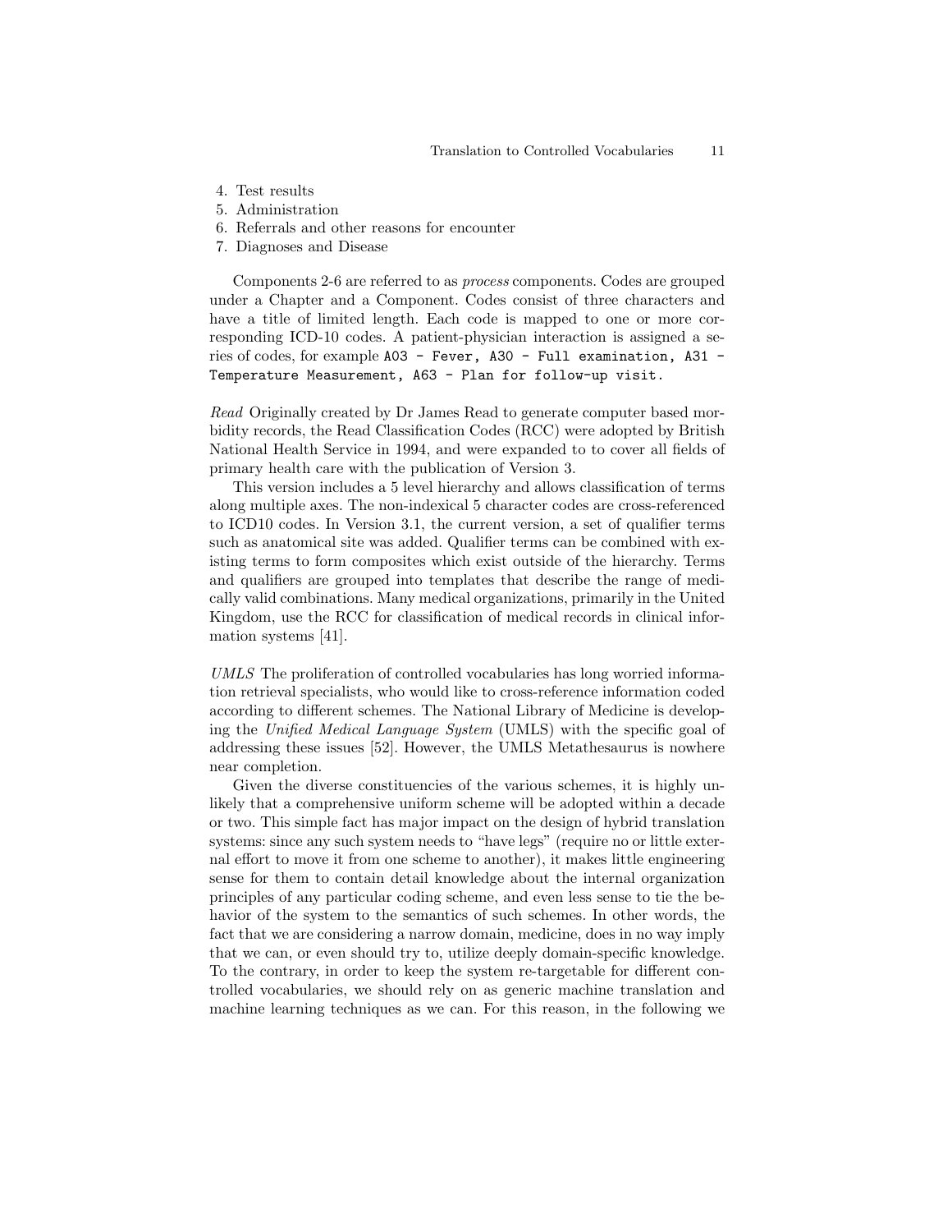4. Test results
5. Administration
6. Referrals and other reasons for encounter
7. Diagnoses and Disease

Components 2-6 are referred to as *process* components. Codes are grouped under a Chapter and a Component. Codes consist of three characters and have a title of limited length. Each code is mapped to one or more corresponding ICD-10 codes. A patient-physician interaction is assigned a series of codes, for example `A03 - Fever, A30 - Full examination, A31 - Temperature Measurement, A63 - Plan for follow-up visit.`

*Read* Originally created by Dr James Read to generate computer based morbidity records, the Read Classification Codes (RCC) were adopted by British National Health Service in 1994, and were expanded to to cover all fields of primary health care with the publication of Version 3.

This version includes a 5 level hierarchy and allows classification of terms along multiple axes. The non-indexical 5 character codes are cross-referenced to ICD10 codes. In Version 3.1, the current version, a set of qualifier terms such as anatomical site was added. Qualifier terms can be combined with existing terms to form composites which exist outside of the hierarchy. Terms and qualifiers are grouped into templates that describe the range of medically valid combinations. Many medical organizations, primarily in the United Kingdom, use the RCC for classification of medical records in clinical information systems [41].

*UMLS* The proliferation of controlled vocabularies has long worried information retrieval specialists, who would like to cross-reference information coded according to different schemes. The National Library of Medicine is developing the *Unified Medical Language System* (UMLS) with the specific goal of addressing these issues [52]. However, the UMLS Metathesaurus is nowhere near completion.

Given the diverse constituencies of the various schemes, it is highly unlikely that a comprehensive uniform scheme will be adopted within a decade or two. This simple fact has major impact on the design of hybrid translation systems: since any such system needs to "have legs" (require no or little external effort to move it from one scheme to another), it makes little engineering sense for them to contain detail knowledge about the internal organization principles of any particular coding scheme, and even less sense to tie the behavior of the system to the semantics of such schemes. In other words, the fact that we are considering a narrow domain, medicine, does in no way imply that we can, or even should try to, utilize deeply domain-specific knowledge. To the contrary, in order to keep the system re-targetable for different controlled vocabularies, we should rely on as generic machine translation and machine learning techniques as we can. For this reason, in the following we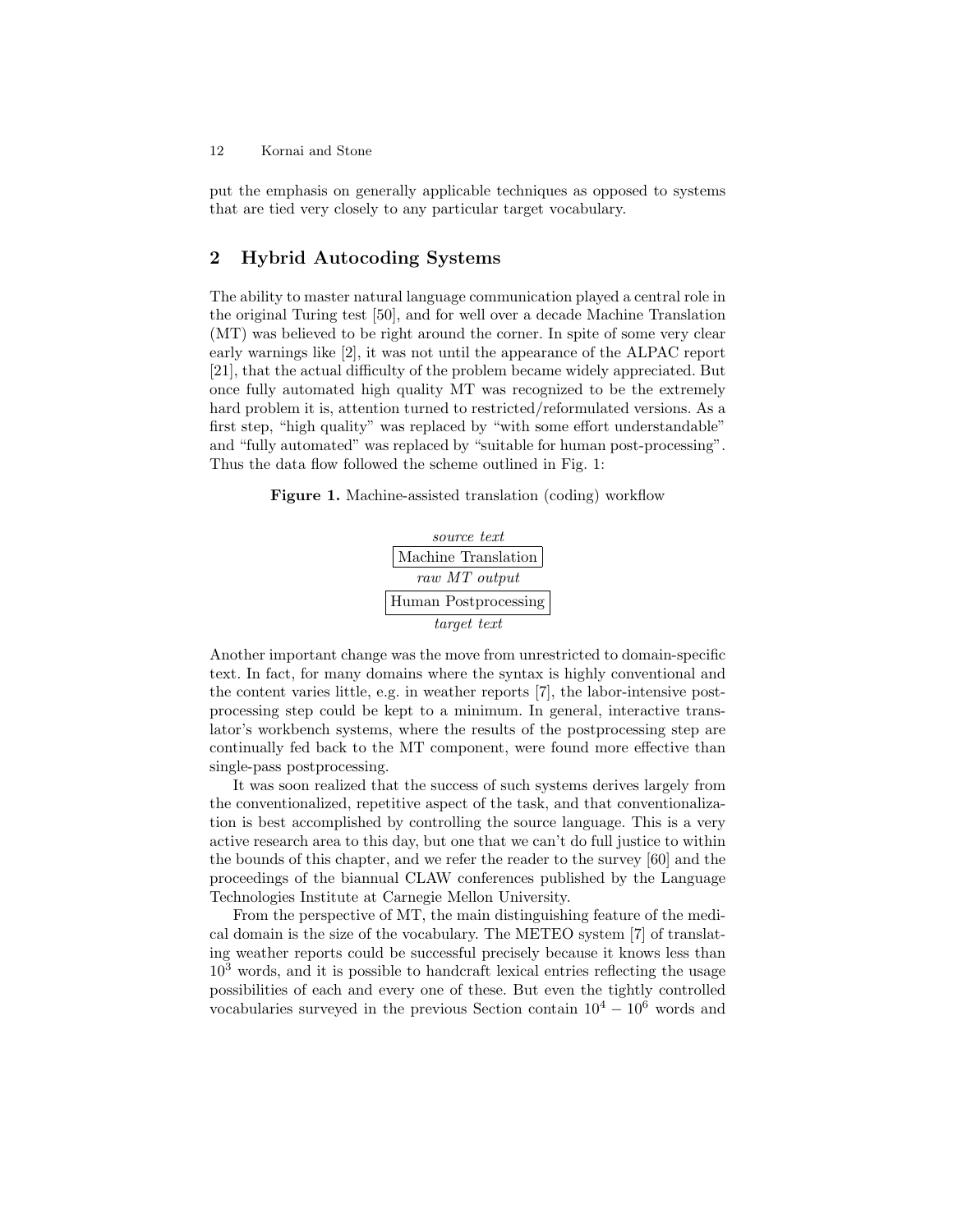put the emphasis on generally applicable techniques as opposed to systems that are tied very closely to any particular target vocabulary.

## 2 Hybrid Autocoding Systems

The ability to master natural language communication played a central role in the original Turing test [50], and for well over a decade Machine Translation (MT) was believed to be right around the corner. In spite of some very clear early warnings like [2], it was not until the appearance of the ALPAC report [21], that the actual difficulty of the problem became widely appreciated. But once fully automated high quality MT was recognized to be the extremely hard problem it is, attention turned to restricted/reformulated versions. As a first step, "high quality" was replaced by "with some effort understandable" and "fully automated" was replaced by "suitable for human post-processing". Thus the data flow followed the scheme outlined in Fig. 1:

**Figure 1.** Machine-assisted translation (coding) workflow

*source text*
| Machine Translation |
|---|

*raw MT output*
| Human Postprocessing |
|---|

*target text*

Another important change was the move from unrestricted to domain-specific text. In fact, for many domains where the syntax is highly conventional and the content varies little, e.g. in weather reports [7], the labor-intensive postprocessing step could be kept to a minimum. In general, interactive translator's workbench systems, where the results of the postprocessing step are continually fed back to the MT component, were found more effective than single-pass postprocessing.

It was soon realized that the success of such systems derives largely from the conventionalized, repetitive aspect of the task, and that conventionalization is best accomplished by controlling the source language. This is a very active research area to this day, but one that we can't do full justice to within the bounds of this chapter, and we refer the reader to the survey [60] and the proceedings of the biannual CLAW conferences published by the Language Technologies Institute at Carnegie Mellon University.

From the perspective of MT, the main distinguishing feature of the medical domain is the size of the vocabulary. The METEO system [7] of translating weather reports could be successful precisely because it knows less than $10^3$ words, and it is possible to handcraft lexical entries reflecting the usage possibilities of each and every one of these. But even the tightly controlled vocabularies surveyed in the previous Section contain $10^4 - 10^6$ words and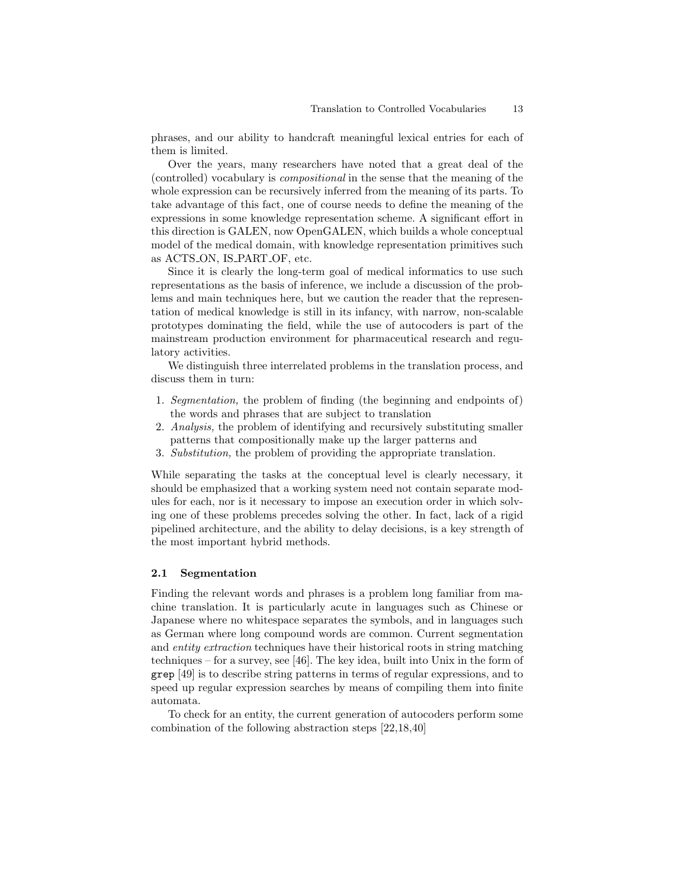phrases, and our ability to handcraft meaningful lexical entries for each of them is limited.

Over the years, many researchers have noted that a great deal of the (controlled) vocabulary is *compositional* in the sense that the meaning of the whole expression can be recursively inferred from the meaning of its parts. To take advantage of this fact, one of course needs to define the meaning of the expressions in some knowledge representation scheme. A significant effort in this direction is GALEN, now OpenGALEN, which builds a whole conceptual model of the medical domain, with knowledge representation primitives such as ACTS_ON, IS_PART_OF, etc.

Since it is clearly the long-term goal of medical informatics to use such representations as the basis of inference, we include a discussion of the problems and main techniques here, but we caution the reader that the representation of medical knowledge is still in its infancy, with narrow, non-scalable prototypes dominating the field, while the use of autocoders is part of the mainstream production environment for pharmaceutical research and regulatory activities.

We distinguish three interrelated problems in the translation process, and discuss them in turn:

1. *Segmentation,* the problem of finding (the beginning and endpoints of) the words and phrases that are subject to translation
2. *Analysis,* the problem of identifying and recursively substituting smaller patterns that compositionally make up the larger patterns and
3. *Substitution,* the problem of providing the appropriate translation.

While separating the tasks at the conceptual level is clearly necessary, it should be emphasized that a working system need not contain separate modules for each, nor is it necessary to impose an execution order in which solving one of these problems precedes solving the other. In fact, lack of a rigid pipelined architecture, and the ability to delay decisions, is a key strength of the most important hybrid methods.

### 2.1 Segmentation

Finding the relevant words and phrases is a problem long familiar from machine translation. It is particularly acute in languages such as Chinese or Japanese where no whitespace separates the symbols, and in languages such as German where long compound words are common. Current segmentation and *entity extraction* techniques have their historical roots in string matching techniques – for a survey, see [46]. The key idea, built into Unix in the form of `grep` [49] is to describe string patterns in terms of regular expressions, and to speed up regular expression searches by means of compiling them into finite automata.

To check for an entity, the current generation of autocoders perform some combination of the following abstraction steps [22,18,40]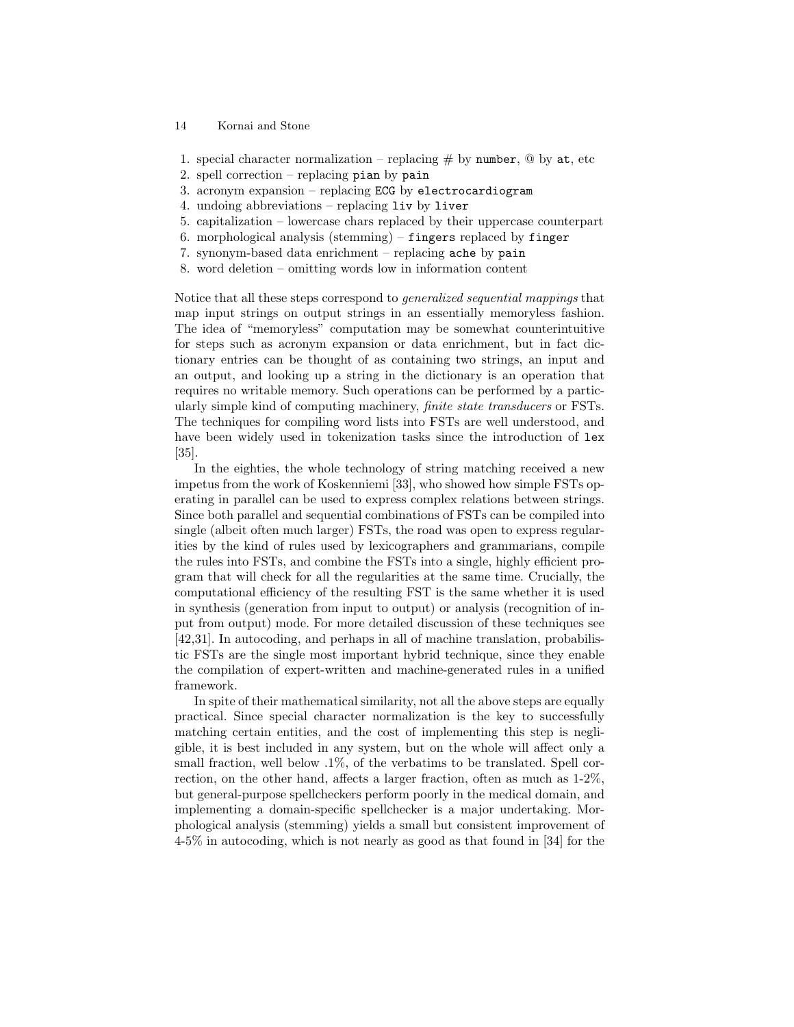1. special character normalization – replacing # by `number`, @ by `at`, etc
2. spell correction – replacing `pian` by `pain`
3. acronym expansion – replacing `ECG` by `electrocardiogram`
4. undoing abbreviations – replacing `liv` by `liver`
5. capitalization – lowercase chars replaced by their uppercase counterpart
6. morphological analysis (stemming) – `fingers` replaced by `finger`
7. synonym-based data enrichment – replacing `ache` by `pain`
8. word deletion – omitting words low in information content

Notice that all these steps correspond to *generalized sequential mappings* that map input strings on output strings in an essentially memoryless fashion. The idea of "memoryless" computation may be somewhat counterintuitive for steps such as acronym expansion or data enrichment, but in fact dictionary entries can be thought of as containing two strings, an input and an output, and looking up a string in the dictionary is an operation that requires no writable memory. Such operations can be performed by a particularly simple kind of computing machinery, *finite state transducers* or FSTs. The techniques for compiling word lists into FSTs are well understood, and have been widely used in tokenization tasks since the introduction of `lex` [35].

In the eighties, the whole technology of string matching received a new impetus from the work of Koskenniemi [33], who showed how simple FSTs operating in parallel can be used to express complex relations between strings. Since both parallel and sequential combinations of FSTs can be compiled into single (albeit often much larger) FSTs, the road was open to express regularities by the kind of rules used by lexicographers and grammarians, compile the rules into FSTs, and combine the FSTs into a single, highly efficient program that will check for all the regularities at the same time. Crucially, the computational efficiency of the resulting FST is the same whether it is used in synthesis (generation from input to output) or analysis (recognition of input from output) mode. For more detailed discussion of these techniques see [42,31]. In autocoding, and perhaps in all of machine translation, probabilistic FSTs are the single most important hybrid technique, since they enable the compilation of expert-written and machine-generated rules in a unified framework.

In spite of their mathematical similarity, not all the above steps are equally practical. Since special character normalization is the key to successfully matching certain entities, and the cost of implementing this step is negligible, it is best included in any system, but on the whole will affect only a small fraction, well below .1%, of the verbatims to be translated. Spell correction, on the other hand, affects a larger fraction, often as much as 1-2%, but general-purpose spellcheckers perform poorly in the medical domain, and implementing a domain-specific spellchecker is a major undertaking. Morphological analysis (stemming) yields a small but consistent improvement of 4-5% in autocoding, which is not nearly as good as that found in [34] for the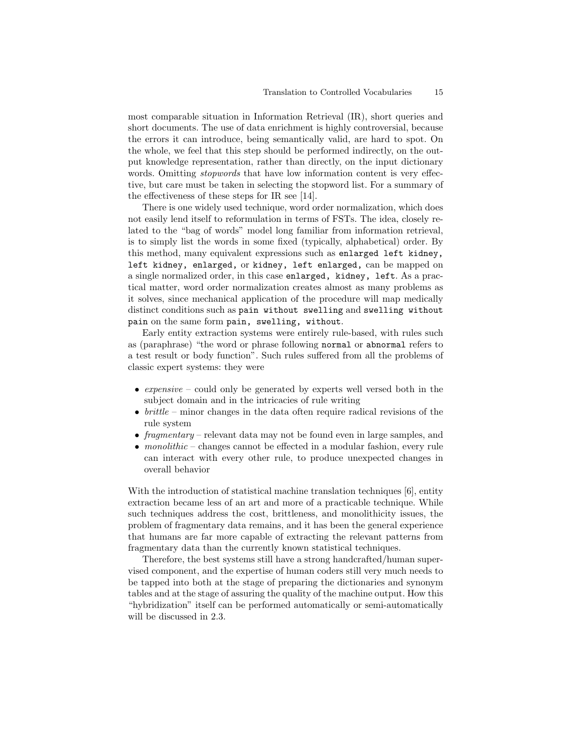most comparable situation in Information Retrieval (IR), short queries and short documents. The use of data enrichment is highly controversial, because the errors it can introduce, being semantically valid, are hard to spot. On the whole, we feel that this step should be performed indirectly, on the output knowledge representation, rather than directly, on the input dictionary words. Omitting *stopwords* that have low information content is very effective, but care must be taken in selecting the stopword list. For a summary of the effectiveness of these steps for IR see [14].

There is one widely used technique, word order normalization, which does not easily lend itself to reformulation in terms of FSTs. The idea, closely related to the "bag of words" model long familiar from information retrieval, is to simply list the words in some fixed (typically, alphabetical) order. By this method, many equivalent expressions such as `enlarged left kidney`, `left kidney, enlarged`, or `kidney, left enlarged`, can be mapped on a single normalized order, in this case `enlarged, kidney, left`. As a practical matter, word order normalization creates almost as many problems as it solves, since mechanical application of the procedure will map medically distinct conditions such as `pain without swelling` and `swelling without pain` on the same form `pain, swelling, without`.

Early entity extraction systems were entirely rule-based, with rules such as (paraphrase) "the word or phrase following `normal` or `abnormal` refers to a test result or body function". Such rules suffered from all the problems of classic expert systems: they were

- *expensive* – could only be generated by experts well versed both in the subject domain and in the intricacies of rule writing
- *brittle* – minor changes in the data often require radical revisions of the rule system
- *fragmentary* – relevant data may not be found even in large samples, and
- *monolithic* – changes cannot be effected in a modular fashion, every rule can interact with every other rule, to produce unexpected changes in overall behavior

With the introduction of statistical machine translation techniques [6], entity extraction became less of an art and more of a practicable technique. While such techniques address the cost, brittleness, and monolithicity issues, the problem of fragmentary data remains, and it has been the general experience that humans are far more capable of extracting the relevant patterns from fragmentary data than the currently known statistical techniques.

Therefore, the best systems still have a strong handcrafted/human supervised component, and the expertise of human coders still very much needs to be tapped into both at the stage of preparing the dictionaries and synonym tables and at the stage of assuring the quality of the machine output. How this "hybridization" itself can be performed automatically or semi-automatically will be discussed in 2.3.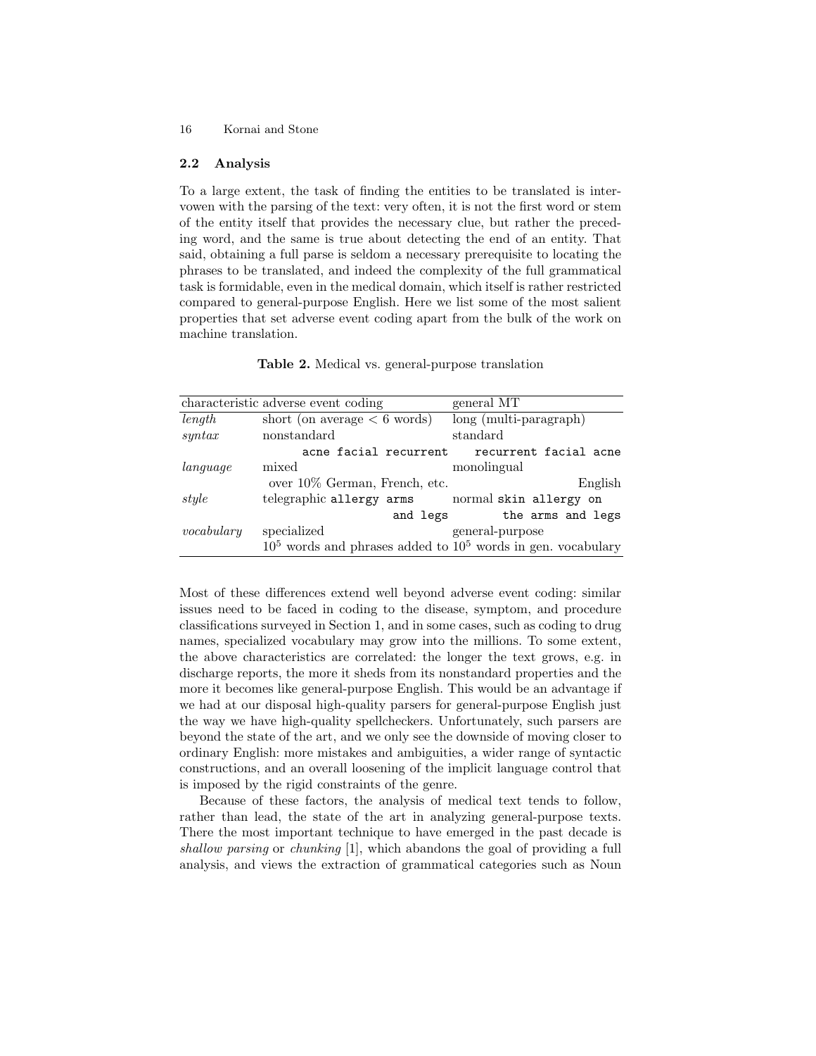## 2.2 Analysis

To a large extent, the task of finding the entities to be translated is interwoven with the parsing of the text: very often, it is not the first word or stem of the entity itself that provides the necessary clue, but rather the preceding word, and the same is true about detecting the end of an entity. That said, obtaining a full parse is seldom a necessary prerequisite to locating the phrases to be translated, and indeed the complexity of the full grammatical task is formidable, even in the medical domain, which itself is rather restricted compared to general-purpose English. Here we list some of the most salient properties that set adverse event coding apart from the bulk of the work on machine translation.

**Table 2.** Medical vs. general-purpose translation

| characteristic | adverse event coding | general MT |
|---|---|---|
| *length* | short (on average < 6 words) | long (multi-paragraph) |
| *syntax* | nonstandard | standard |
| | `acne facial recurrent` | `recurrent facial acne` |
| *language* | mixed | monolingual |
| | over 10% German, French, etc. | English |
| *style* | telegraphic `allergy arms and legs` | normal `skin allergy on the arms and legs` |
| *vocabulary* | specialized | general-purpose |
| | $10^5$ words and phrases added to | $10^5$ words in gen. vocabulary |

Most of these differences extend well beyond adverse event coding: similar issues need to be faced in coding to the disease, symptom, and procedure classifications surveyed in Section 1, and in some cases, such as coding to drug names, specialized vocabulary may grow into the millions. To some extent, the above characteristics are correlated: the longer the text grows, e.g. in discharge reports, the more it sheds from its nonstandard properties and the more it becomes like general-purpose English. This would be an advantage if we had at our disposal high-quality parsers for general-purpose English just the way we have high-quality spellcheckers. Unfortunately, such parsers are beyond the state of the art, and we only see the downside of moving closer to ordinary English: more mistakes and ambiguities, a wider range of syntactic constructions, and an overall loosening of the implicit language control that is imposed by the rigid constraints of the genre.

Because of these factors, the analysis of medical text tends to follow, rather than lead, the state of the art in analyzing general-purpose texts. There the most important technique to have emerged in the past decade is *shallow parsing* or *chunking* [1], which abandons the goal of providing a full analysis, and views the extraction of grammatical categories such as Noun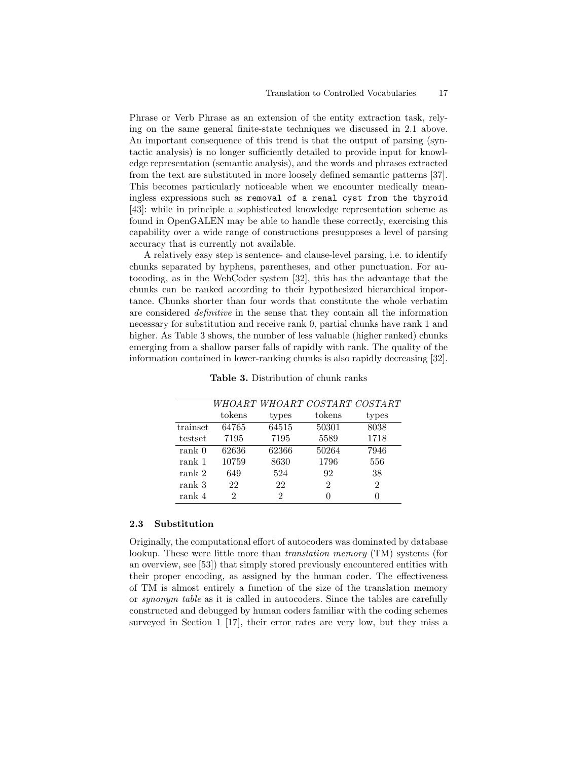Phrase or Verb Phrase as an extension of the entity extraction task, relying on the same general finite-state techniques we discussed in 2.1 above. An important consequence of this trend is that the output of parsing (syntactic analysis) is no longer sufficiently detailed to provide input for knowledge representation (semantic analysis), and the words and phrases extracted from the text are substituted in more loosely defined semantic patterns [37]. This becomes particularly noticeable when we encounter medically meaningless expressions such as `removal of a renal cyst from the thyroid` [43]: while in principle a sophisticated knowledge representation scheme as found in OpenGALEN may be able to handle these correctly, exercising this capability over a wide range of constructions presupposes a level of parsing accuracy that is currently not available.

A relatively easy step is sentence- and clause-level parsing, i.e. to identify chunks separated by hyphens, parentheses, and other punctuation. For autocoding, as in the WebCoder system [32], this has the advantage that the chunks can be ranked according to their hypothesized hierarchical importance. Chunks shorter than four words that constitute the whole verbatim are considered *definitive* in the sense that they contain all the information necessary for substitution and receive rank 0, partial chunks have rank 1 and higher. As Table 3 shows, the number of less valuable (higher ranked) chunks emerging from a shallow parser falls of rapidly with rank. The quality of the information contained in lower-ranking chunks is also rapidly decreasing [32].

**Table 3.** Distribution of chunk ranks

| | *WHOART* | *WHOART* | *COSTART* | *COSTART* |
|---|---|---|---|---|
| | tokens | types | tokens | types |
| trainset | 64765 | 64515 | 50301 | 8038 |
| testset | 7195 | 7195 | 5589 | 1718 |
| rank 0 | 62636 | 62366 | 50264 | 7946 |
| rank 1 | 10759 | 8630 | 1796 | 556 |
| rank 2 | 649 | 524 | 92 | 38 |
| rank 3 | 22 | 22 | 2 | 2 |
| rank 4 | 2 | 2 | 0 | 0 |

### 2.3 Substitution

Originally, the computational effort of autocoders was dominated by database lookup. These were little more than *translation memory* (TM) systems (for an overview, see [53]) that simply stored previously encountered entities with their proper encoding, as assigned by the human coder. The effectiveness of TM is almost entirely a function of the size of the translation memory or *synonym table* as it is called in autocoders. Since the tables are carefully constructed and debugged by human coders familiar with the coding schemes surveyed in Section 1 [17], their error rates are very low, but they miss a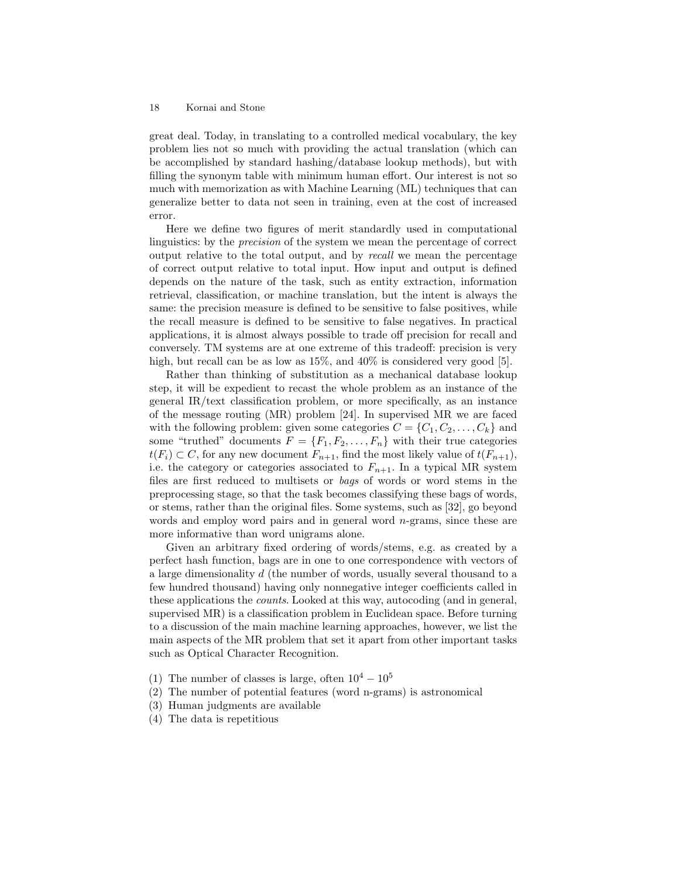great deal. Today, in translating to a controlled medical vocabulary, the key problem lies not so much with providing the actual translation (which can be accomplished by standard hashing/database lookup methods), but with filling the synonym table with minimum human effort. Our interest is not so much with memorization as with Machine Learning (ML) techniques that can generalize better to data not seen in training, even at the cost of increased error.

Here we define two figures of merit standardly used in computational linguistics: by the *precision* of the system we mean the percentage of correct output relative to the total output, and by *recall* we mean the percentage of correct output relative to total input. How input and output is defined depends on the nature of the task, such as entity extraction, information retrieval, classification, or machine translation, but the intent is always the same: the precision measure is defined to be sensitive to false positives, while the recall measure is defined to be sensitive to false negatives. In practical applications, it is almost always possible to trade off precision for recall and conversely. TM systems are at one extreme of this tradeoff: precision is very high, but recall can be as low as 15%, and 40% is considered very good [5].

Rather than thinking of substitution as a mechanical database lookup step, it will be expedient to recast the whole problem as an instance of the general IR/text classification problem, or more specifically, as an instance of the message routing (MR) problem [24]. In supervised MR we are faced with the following problem: given some categories $C = \{C_1, C_2, \ldots, C_k\}$ and some "truthed" documents $F = \{F_1, F_2, \ldots, F_n\}$ with their true categories $t(F_i) \subset C$, for any new document $F_{n+1}$, find the most likely value of $t(F_{n+1})$, i.e. the category or categories associated to $F_{n+1}$. In a typical MR system files are first reduced to multisets or *bags* of words or word stems in the preprocessing stage, so that the task becomes classifying these bags of words, or stems, rather than the original files. Some systems, such as [32], go beyond words and employ word pairs and in general word $n$-grams, since these are more informative than word unigrams alone.

Given an arbitrary fixed ordering of words/stems, e.g. as created by a perfect hash function, bags are in one to one correspondence with vectors of a large dimensionality $d$ (the number of words, usually several thousand to a few hundred thousand) having only nonnegative integer coefficients called in these applications the *counts*. Looked at this way, autocoding (and in general, supervised MR) is a classification problem in Euclidean space. Before turning to a discussion of the main machine learning approaches, however, we list the main aspects of the MR problem that set it apart from other important tasks such as Optical Character Recognition.

(1) The number of classes is large, often $10^4 - 10^5$
(2) The number of potential features (word n-grams) is astronomical
(3) Human judgments are available
(4) The data is repetitious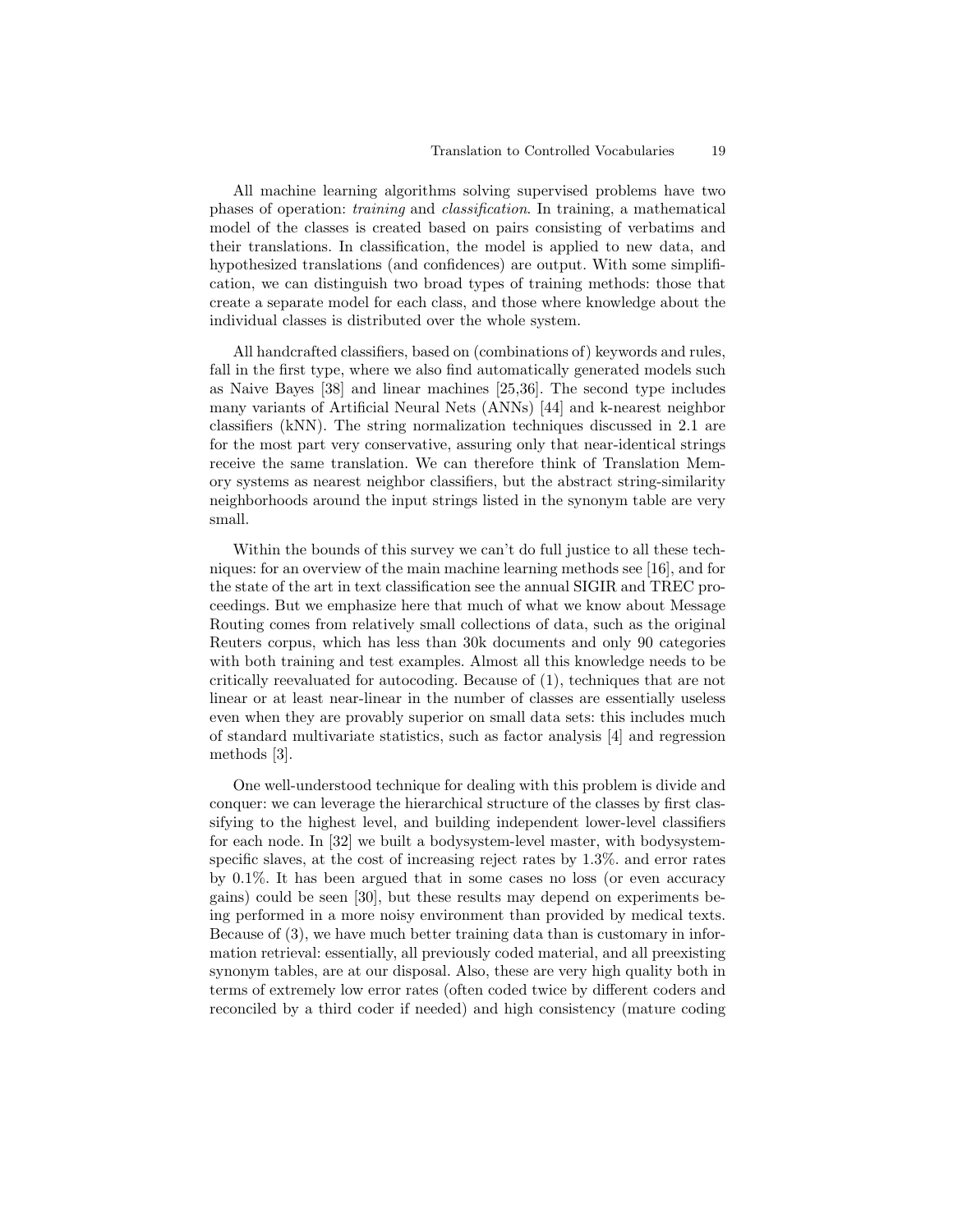All machine learning algorithms solving supervised problems have two phases of operation: *training* and *classification*. In training, a mathematical model of the classes is created based on pairs consisting of verbatims and their translations. In classification, the model is applied to new data, and hypothesized translations (and confidences) are output. With some simplification, we can distinguish two broad types of training methods: those that create a separate model for each class, and those where knowledge about the individual classes is distributed over the whole system.

All handcrafted classifiers, based on (combinations of) keywords and rules, fall in the first type, where we also find automatically generated models such as Naive Bayes [38] and linear machines [25,36]. The second type includes many variants of Artificial Neural Nets (ANNs) [44] and k-nearest neighbor classifiers (kNN). The string normalization techniques discussed in 2.1 are for the most part very conservative, assuring only that near-identical strings receive the same translation. We can therefore think of Translation Memory systems as nearest neighbor classifiers, but the abstract string-similarity neighborhoods around the input strings listed in the synonym table are very small.

Within the bounds of this survey we can't do full justice to all these techniques: for an overview of the main machine learning methods see [16], and for the state of the art in text classification see the annual SIGIR and TREC proceedings. But we emphasize here that much of what we know about Message Routing comes from relatively small collections of data, such as the original Reuters corpus, which has less than 30k documents and only 90 categories with both training and test examples. Almost all this knowledge needs to be critically reevaluated for autocoding. Because of (1), techniques that are not linear or at least near-linear in the number of classes are essentially useless even when they are provably superior on small data sets: this includes much of standard multivariate statistics, such as factor analysis [4] and regression methods [3].

One well-understood technique for dealing with this problem is divide and conquer: we can leverage the hierarchical structure of the classes by first classifying to the highest level, and building independent lower-level classifiers for each node. In [32] we built a bodysystem-level master, with bodysystem-specific slaves, at the cost of increasing reject rates by 1.3%. and error rates by 0.1%. It has been argued that in some cases no loss (or even accuracy gains) could be seen [30], but these results may depend on experiments being performed in a more noisy environment than provided by medical texts. Because of (3), we have much better training data than is customary in information retrieval: essentially, all previously coded material, and all preexisting synonym tables, are at our disposal. Also, these are very high quality both in terms of extremely low error rates (often coded twice by different coders and reconciled by a third coder if needed) and high consistency (mature coding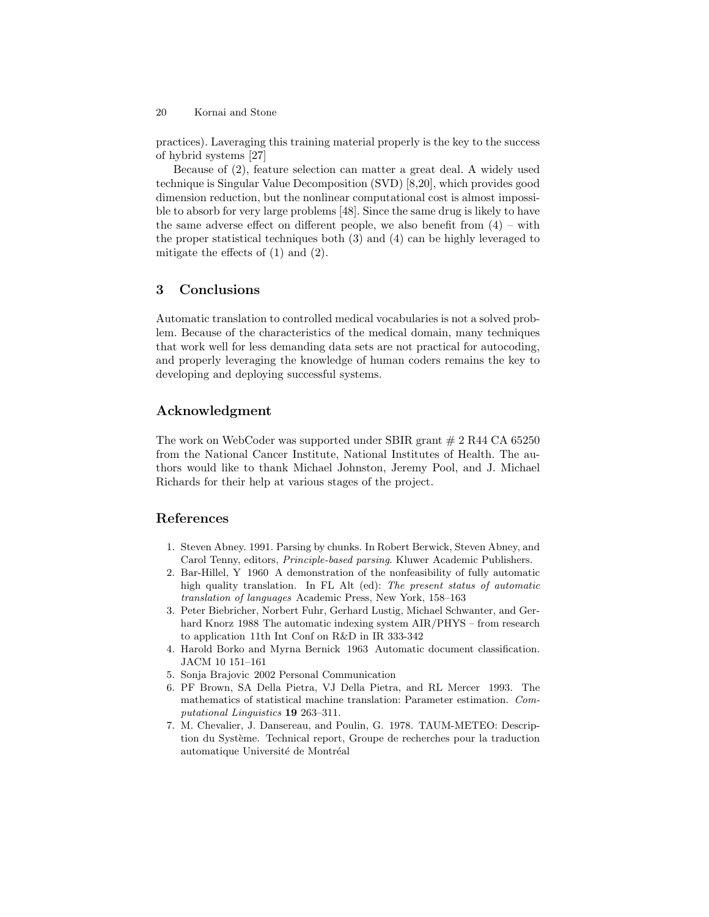practices). Laveraging this training material properly is the key to the success of hybrid systems [27]

Because of (2), feature selection can matter a great deal. A widely used technique is Singular Value Decomposition (SVD) [8,20], which provides good dimension reduction, but the nonlinear computational cost is almost impossible to absorb for very large problems [48]. Since the same drug is likely to have the same adverse effect on different people, we also benefit from (4) – with the proper statistical techniques both (3) and (4) can be highly leveraged to mitigate the effects of (1) and (2).

## 3 Conclusions

Automatic translation to controlled medical vocabularies is not a solved problem. Because of the characteristics of the medical domain, many techniques that work well for less demanding data sets are not practical for autocoding, and properly leveraging the knowledge of human coders remains the key to developing and deploying successful systems.

## Acknowledgment

The work on WebCoder was supported under SBIR grant # 2 R44 CA 65250 from the National Cancer Institute, National Institutes of Health. The authors would like to thank Michael Johnston, Jeremy Pool, and J. Michael Richards for their help at various stages of the project.

## References

1. Steven Abney. 1991. Parsing by chunks. In Robert Berwick, Steven Abney, and Carol Tenny, editors, *Principle-based parsing*. Kluwer Academic Publishers.
2. Bar-Hillel, Y 1960 A demonstration of the nonfeasibility of fully automatic high quality translation. In FL Alt (ed): *The present status of automatic translation of languages* Academic Press, New York, 158–163
3. Peter Biebricher, Norbert Fuhr, Gerhard Lustig, Michael Schwanter, and Gerhard Knorz 1988 The automatic indexing system AIR/PHYS – from research to application 11th Int Conf on R&D in IR 333-342
4. Harold Borko and Myrna Bernick 1963 Automatic document classification. JACM 10 151–161
5. Sonja Brajovic 2002 Personal Communication
6. PF Brown, SA Della Pietra, VJ Della Pietra, and RL Mercer 1993. The mathematics of statistical machine translation: Parameter estimation. *Computational Linguistics* **19** 263–311.
7. M. Chevalier, J. Dansereau, and Poulin, G. 1978. TAUM-METEO: Description du Système. Technical report, Groupe de recherches pour la traduction automatique Université de Montréal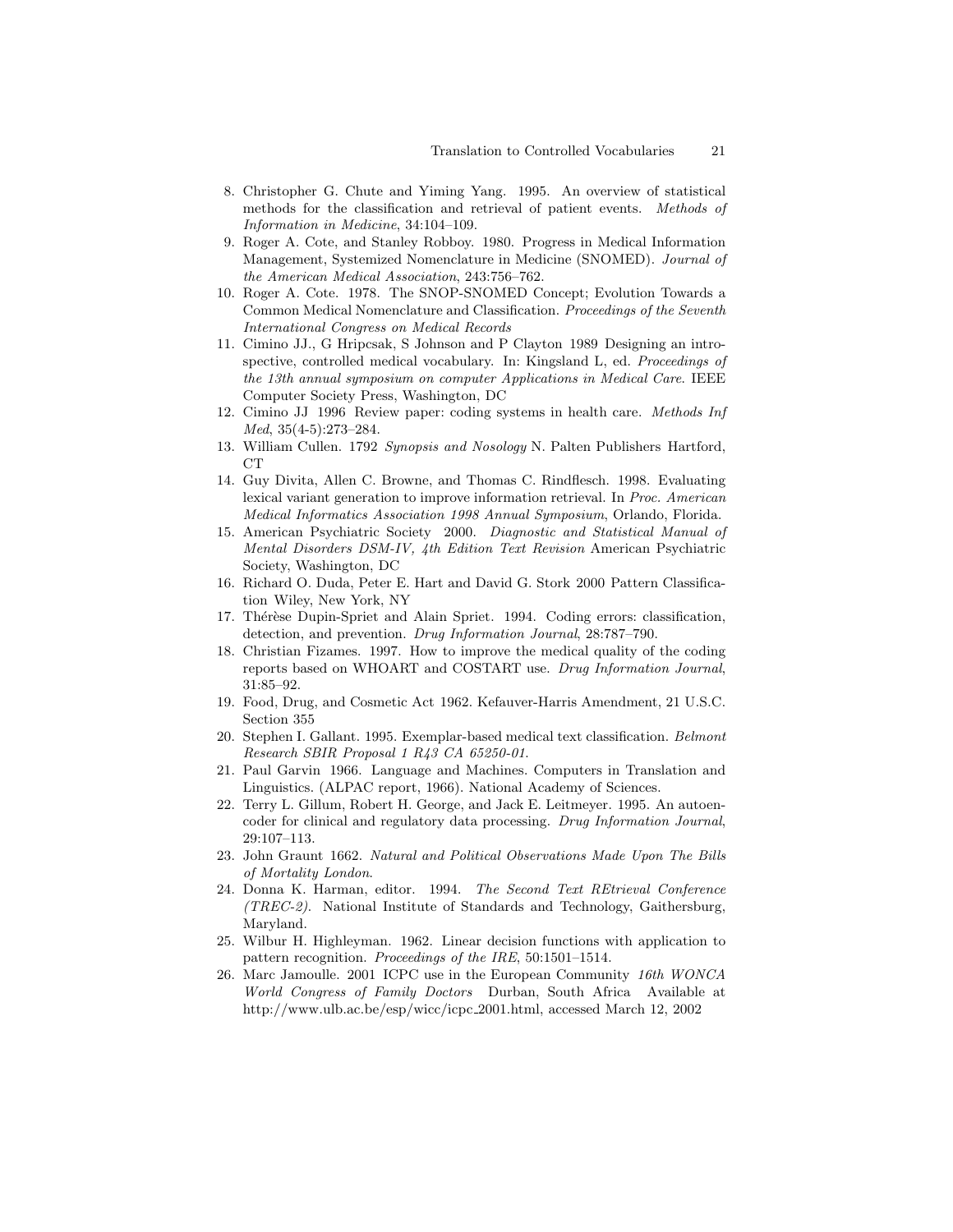8. Christopher G. Chute and Yiming Yang. 1995. An overview of statistical methods for the classification and retrieval of patient events. *Methods of Information in Medicine*, 34:104–109.
9. Roger A. Cote, and Stanley Robboy. 1980. Progress in Medical Information Management, Systemized Nomenclature in Medicine (SNOMED). *Journal of the American Medical Association*, 243:756–762.
10. Roger A. Cote. 1978. The SNOP-SNOMED Concept; Evolution Towards a Common Medical Nomenclature and Classification. *Proceedings of the Seventh International Congress on Medical Records*
11. Cimino JJ., G Hripcsak, S Johnson and P Clayton 1989 Designing an introspective, controlled medical vocabulary. In: Kingsland L, ed. *Proceedings of the 13th annual symposium on computer Applications in Medical Care*. IEEE Computer Society Press, Washington, DC
12. Cimino JJ 1996 Review paper: coding systems in health care. *Methods Inf Med*, 35(4-5):273–284.
13. William Cullen. 1792 *Synopsis and Nosology* N. Palten Publishers Hartford, CT
14. Guy Divita, Allen C. Browne, and Thomas C. Rindflesch. 1998. Evaluating lexical variant generation to improve information retrieval. In *Proc. American Medical Informatics Association 1998 Annual Symposium*, Orlando, Florida.
15. American Psychiatric Society 2000. *Diagnostic and Statistical Manual of Mental Disorders DSM-IV, 4th Edition Text Revision* American Psychiatric Society, Washington, DC
16. Richard O. Duda, Peter E. Hart and David G. Stork 2000 Pattern Classification Wiley, New York, NY
17. Thérèse Dupin-Spriet and Alain Spriet. 1994. Coding errors: classification, detection, and prevention. *Drug Information Journal*, 28:787–790.
18. Christian Fizames. 1997. How to improve the medical quality of the coding reports based on WHOART and COSTART use. *Drug Information Journal*, 31:85–92.
19. Food, Drug, and Cosmetic Act 1962. Kefauver-Harris Amendment, 21 U.S.C. Section 355
20. Stephen I. Gallant. 1995. Exemplar-based medical text classification. *Belmont Research SBIR Proposal 1 R43 CA 65250-01.*
21. Paul Garvin 1966. Language and Machines. Computers in Translation and Linguistics. (ALPAC report, 1966). National Academy of Sciences.
22. Terry L. Gillum, Robert H. George, and Jack E. Leitmeyer. 1995. An autoencoder for clinical and regulatory data processing. *Drug Information Journal*, 29:107–113.
23. John Graunt 1662. *Natural and Political Observations Made Upon The Bills of Mortality London*.
24. Donna K. Harman, editor. 1994. *The Second Text REtrieval Conference (TREC-2)*. National Institute of Standards and Technology, Gaithersburg, Maryland.
25. Wilbur H. Highleyman. 1962. Linear decision functions with application to pattern recognition. *Proceedings of the IRE*, 50:1501–1514.
26. Marc Jamoulle. 2001 ICPC use in the European Community *16th WONCA World Congress of Family Doctors* Durban, South Africa Available at http://www.ulb.ac.be/esp/wicc/icpc_2001.html, accessed March 12, 2002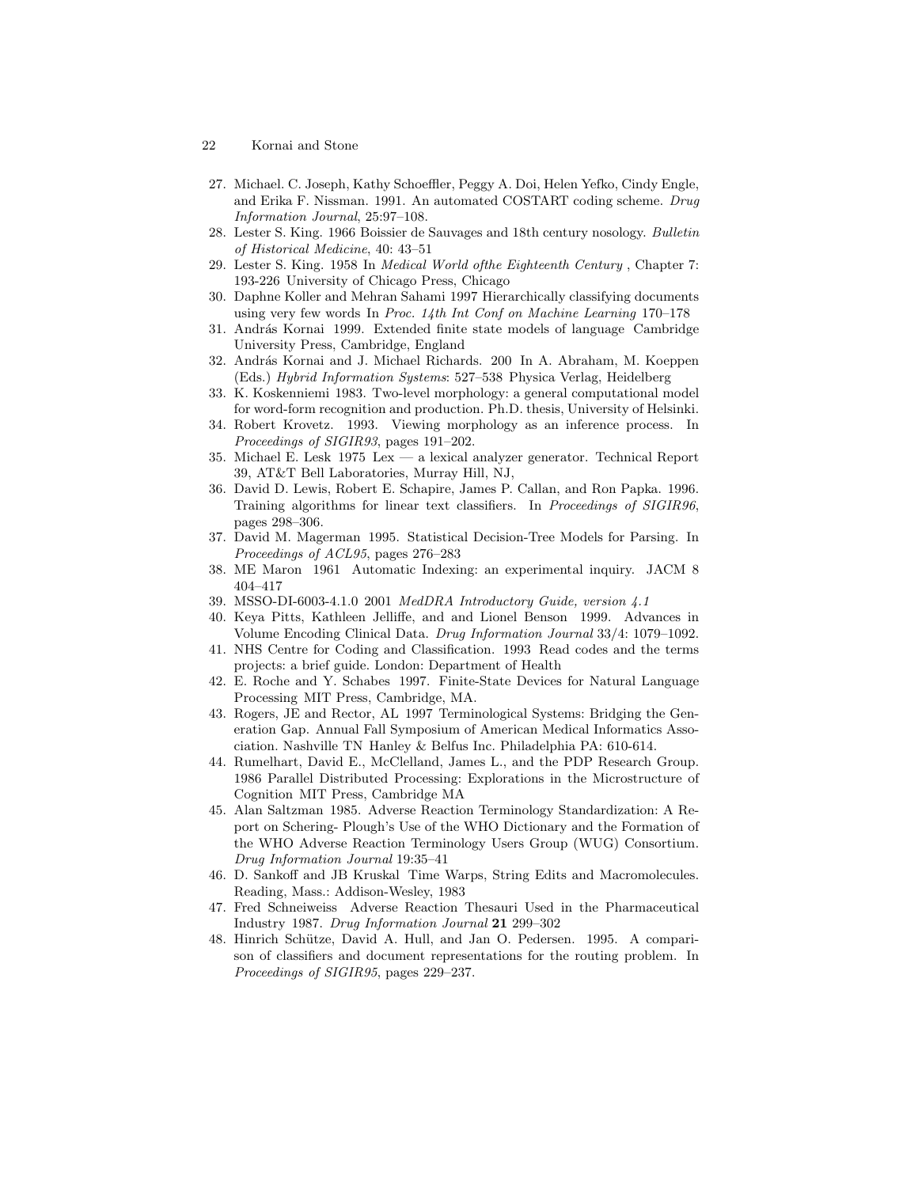27. Michael. C. Joseph, Kathy Schoeffler, Peggy A. Doi, Helen Yefko, Cindy Engle, and Erika F. Nissman. 1991. An automated COSTART coding scheme. *Drug Information Journal*, 25:97–108.
28. Lester S. King. 1966 Boissier de Sauvages and 18th century nosology. *Bulletin of Historical Medicine*, 40: 43–51
29. Lester S. King. 1958 In *Medical World ofthe Eighteenth Century* , Chapter 7: 193-226 University of Chicago Press, Chicago
30. Daphne Koller and Mehran Sahami 1997 Hierarchically classifying documents using very few words In *Proc. 14th Int Conf on Machine Learning* 170–178
31. András Kornai 1999. Extended finite state models of language Cambridge University Press, Cambridge, England
32. András Kornai and J. Michael Richards. 200 In A. Abraham, M. Koeppen (Eds.) *Hybrid Information Systems*: 527–538 Physica Verlag, Heidelberg
33. K. Koskenniemi 1983. Two-level morphology: a general computational model for word-form recognition and production. Ph.D. thesis, University of Helsinki.
34. Robert Krovetz. 1993. Viewing morphology as an inference process. In *Proceedings of SIGIR93*, pages 191–202.
35. Michael E. Lesk 1975 Lex — a lexical analyzer generator. Technical Report 39, AT&T Bell Laboratories, Murray Hill, NJ,
36. David D. Lewis, Robert E. Schapire, James P. Callan, and Ron Papka. 1996. Training algorithms for linear text classifiers. In *Proceedings of SIGIR96*, pages 298–306.
37. David M. Magerman 1995. Statistical Decision-Tree Models for Parsing. In *Proceedings of ACL95*, pages 276–283
38. ME Maron 1961 Automatic Indexing: an experimental inquiry. JACM 8 404–417
39. MSSO-DI-6003-4.1.0 2001 *MedDRA Introductory Guide, version 4.1*
40. Keya Pitts, Kathleen Jelliffe, and and Lionel Benson 1999. Advances in Volume Encoding Clinical Data. *Drug Information Journal* 33/4: 1079–1092.
41. NHS Centre for Coding and Classification. 1993 Read codes and the terms projects: a brief guide. London: Department of Health
42. E. Roche and Y. Schabes 1997. Finite-State Devices for Natural Language Processing MIT Press, Cambridge, MA.
43. Rogers, JE and Rector, AL 1997 Terminological Systems: Bridging the Generation Gap. Annual Fall Symposium of American Medical Informatics Association. Nashville TN Hanley & Belfus Inc. Philadelphia PA: 610-614.
44. Rumelhart, David E., McClelland, James L., and the PDP Research Group. 1986 Parallel Distributed Processing: Explorations in the Microstructure of Cognition MIT Press, Cambridge MA
45. Alan Saltzman 1985. Adverse Reaction Terminology Standardization: A Report on Schering- Plough's Use of the WHO Dictionary and the Formation of the WHO Adverse Reaction Terminology Users Group (WUG) Consortium. *Drug Information Journal* 19:35–41
46. D. Sankoff and JB Kruskal Time Warps, String Edits and Macromolecules. Reading, Mass.: Addison-Wesley, 1983
47. Fred Schneiweiss Adverse Reaction Thesauri Used in the Pharmaceutical Industry 1987. *Drug Information Journal* **21** 299–302
48. Hinrich Schütze, David A. Hull, and Jan O. Pedersen. 1995. A comparison of classifiers and document representations for the routing problem. In *Proceedings of SIGIR95*, pages 229–237.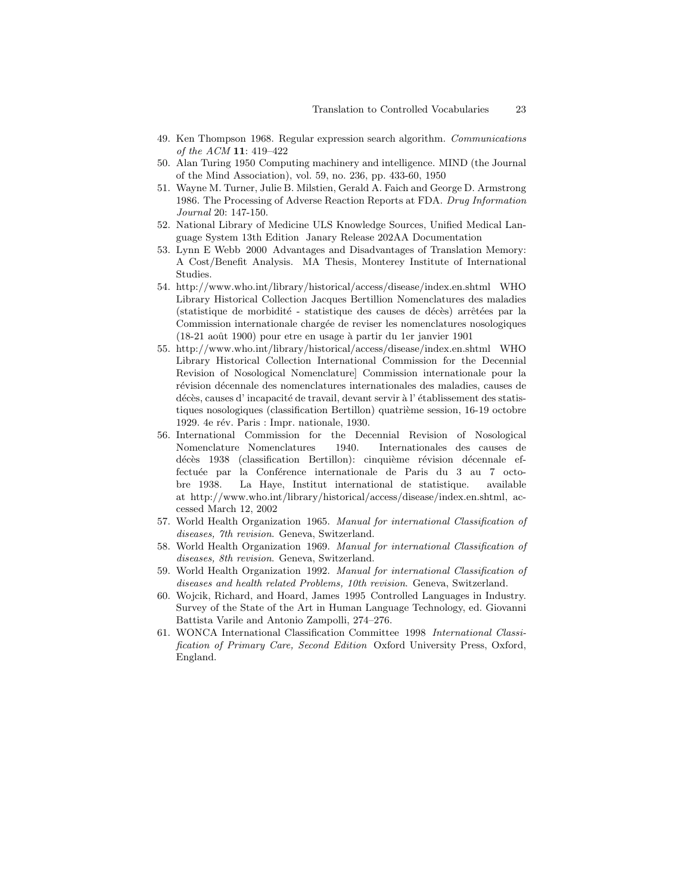49. Ken Thompson 1968. Regular expression search algorithm. *Communications of the ACM* **11**: 419–422
50. Alan Turing 1950 Computing machinery and intelligence. MIND (the Journal of the Mind Association), vol. 59, no. 236, pp. 433-60, 1950
51. Wayne M. Turner, Julie B. Milstien, Gerald A. Faich and George D. Armstrong 1986. The Processing of Adverse Reaction Reports at FDA. *Drug Information Journal* 20: 147-150.
52. National Library of Medicine ULS Knowledge Sources, Unified Medical Language System 13th Edition Janary Release 202AA Documentation
53. Lynn E Webb 2000 Advantages and Disadvantages of Translation Memory: A Cost/Benefit Analysis. MA Thesis, Monterey Institute of International Studies.
54. http://www.who.int/library/historical/access/disease/index.en.shtml WHO Library Historical Collection Jacques Bertillion Nomenclatures des maladies (statistique de morbidité - statistique des causes de décès) arrêtées par la Commission internationale chargée de reviser les nomenclatures nosologiques (18-21 août 1900) pour etre en usage à partir du 1er janvier 1901
55. http://www.who.int/library/historical/access/disease/index.en.shtml WHO Library Historical Collection International Commission for the Decennial Revision of Nosological Nomenclature] Commission internationale pour la révision décennale des nomenclatures internationales des maladies, causes de décès, causes d' incapacité de travail, devant servir à l' établissement des statistiques nosologiques (classification Bertillon) quatrième session, 16-19 octobre 1929. 4e rév. Paris : Impr. nationale, 1930.
56. International Commission for the Decennial Revision of Nosological Nomenclature Nomenclatures 1940. Internationales des causes de décès 1938 (classification Bertillon): cinquième révision décennale effectuée par la Conférence internationale de Paris du 3 au 7 octobre 1938. La Haye, Institut international de statistique. available at http://www.who.int/library/historical/access/disease/index.en.shtml, accessed March 12, 2002
57. World Health Organization 1965. *Manual for international Classification of diseases, 7th revision*. Geneva, Switzerland.
58. World Health Organization 1969. *Manual for international Classification of diseases, 8th revision*. Geneva, Switzerland.
59. World Health Organization 1992. *Manual for international Classification of diseases and health related Problems, 10th revision*. Geneva, Switzerland.
60. Wojcik, Richard, and Hoard, James 1995 Controlled Languages in Industry. Survey of the State of the Art in Human Language Technology, ed. Giovanni Battista Varile and Antonio Zampolli, 274–276.
61. WONCA International Classification Committee 1998 *International Classification of Primary Care, Second Edition* Oxford University Press, Oxford, England.